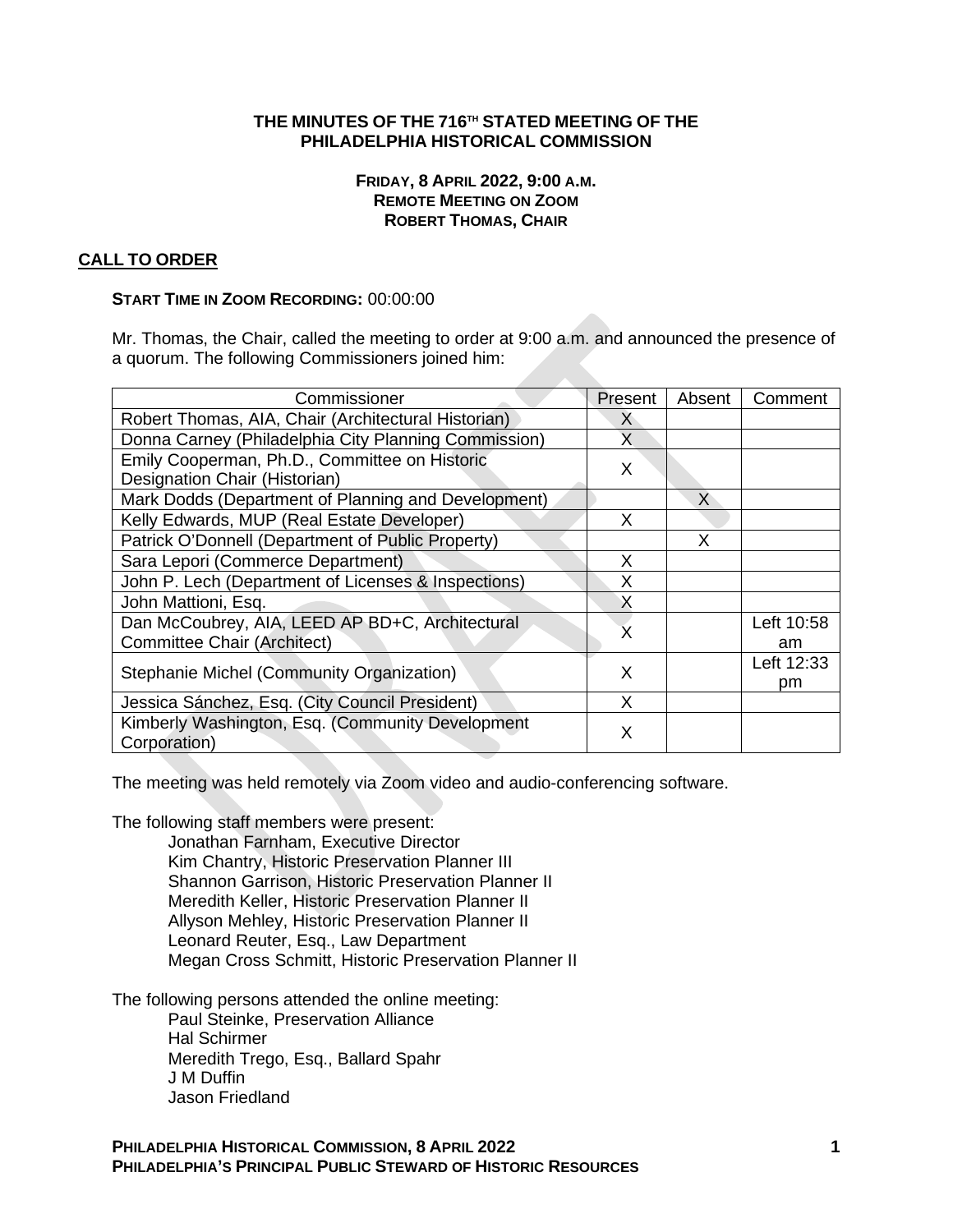# THE MINUTES OF THE 716TH STATED MEETING OF THE PHILADELPHIA HISTORICAL COMMISSION

**FRIDAY, 8 APRIL 2022, 9:00 A.M.**
**REMOTE MEETING ON ZOOM**
**ROBERT THOMAS, CHAIR**

## CALL TO ORDER

**START TIME IN ZOOM RECORDING:** 00:00:00

Mr. Thomas, the Chair, called the meeting to order at 9:00 a.m. and announced the presence of a quorum. The following Commissioners joined him:

| Commissioner | Present | Absent | Comment |
|---|---|---|---|
| Robert Thomas, AIA, Chair (Architectural Historian) | X | | |
| Donna Carney (Philadelphia City Planning Commission) | X | | |
| Emily Cooperman, Ph.D., Committee on Historic Designation Chair (Historian) | X | | |
| Mark Dodds (Department of Planning and Development) | | X | |
| Kelly Edwards, MUP (Real Estate Developer) | X | | |
| Patrick O'Donnell (Department of Public Property) | | X | |
| Sara Lepori (Commerce Department) | X | | |
| John P. Lech (Department of Licenses & Inspections) | X | | |
| John Mattioni, Esq. | X | | |
| Dan McCoubrey, AIA, LEED AP BD+C, Architectural Committee Chair (Architect) | X | | Left 10:58 am |
| Stephanie Michel (Community Organization) | X | | Left 12:33 pm |
| Jessica Sánchez, Esq. (City Council President) | X | | |
| Kimberly Washington, Esq. (Community Development Corporation) | X | | |

The meeting was held remotely via Zoom video and audio-conferencing software.

The following staff members were present:

- Jonathan Farnham, Executive Director
- Kim Chantry, Historic Preservation Planner III
- Shannon Garrison, Historic Preservation Planner II
- Meredith Keller, Historic Preservation Planner II
- Allyson Mehley, Historic Preservation Planner II
- Leonard Reuter, Esq., Law Department
- Megan Cross Schmitt, Historic Preservation Planner II

The following persons attended the online meeting:

- Paul Steinke, Preservation Alliance
- Hal Schirmer
- Meredith Trego, Esq., Ballard Spahr
- J M Duffin
- Jason Friedland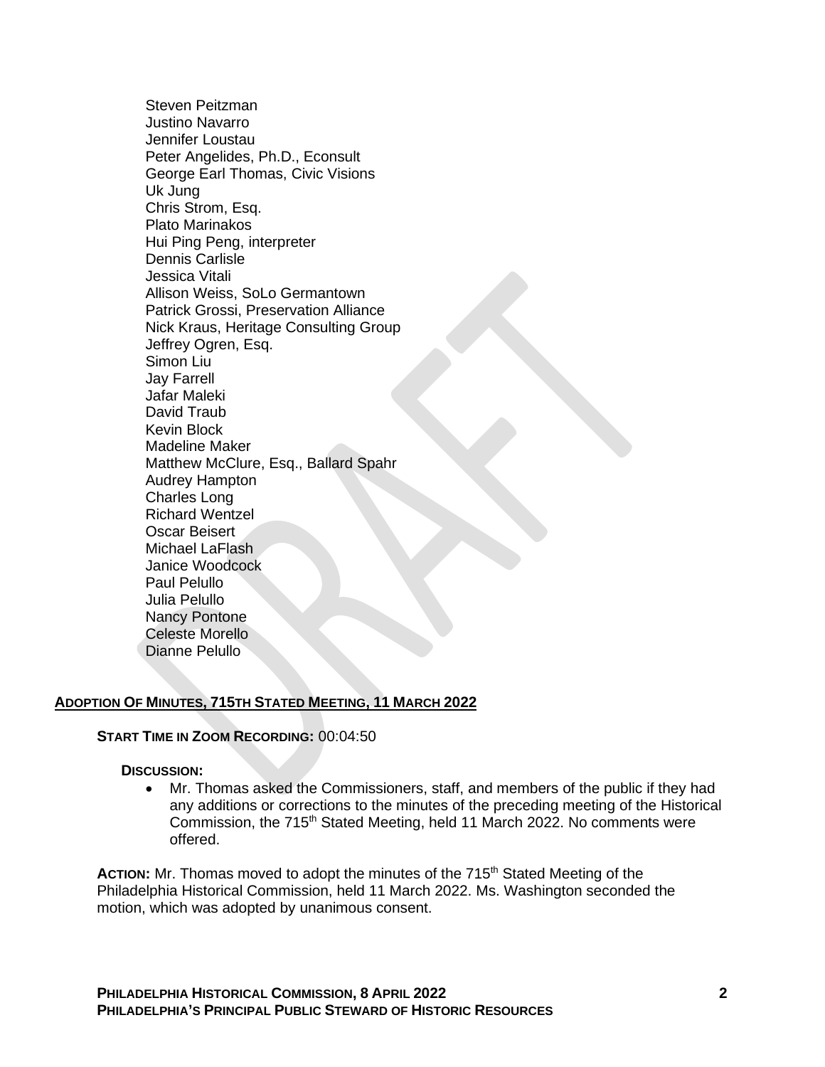Steven Peitzman
Justino Navarro
Jennifer Loustau
Peter Angelides, Ph.D., Econsult
George Earl Thomas, Civic Visions
Uk Jung
Chris Strom, Esq.
Plato Marinakos
Hui Ping Peng, interpreter
Dennis Carlisle
Jessica Vitali
Allison Weiss, SoLo Germantown
Patrick Grossi, Preservation Alliance
Nick Kraus, Heritage Consulting Group
Jeffrey Ogren, Esq.
Simon Liu
Jay Farrell
Jafar Maleki
David Traub
Kevin Block
Madeline Maker
Matthew McClure, Esq., Ballard Spahr
Audrey Hampton
Charles Long
Richard Wentzel
Oscar Beisert
Michael LaFlash
Janice Woodcock
Paul Pelullo
Julia Pelullo
Nancy Pontone
Celeste Morello
Dianne Pelullo

## ADOPTION OF MINUTES, 715TH STATED MEETING, 11 MARCH 2022

**START TIME IN ZOOM RECORDING:** 00:04:50

**DISCUSSION:**

- Mr. Thomas asked the Commissioners, staff, and members of the public if they had any additions or corrections to the minutes of the preceding meeting of the Historical Commission, the 715th Stated Meeting, held 11 March 2022. No comments were offered.

**ACTION:** Mr. Thomas moved to adopt the minutes of the 715th Stated Meeting of the Philadelphia Historical Commission, held 11 March 2022. Ms. Washington seconded the motion, which was adopted by unanimous consent.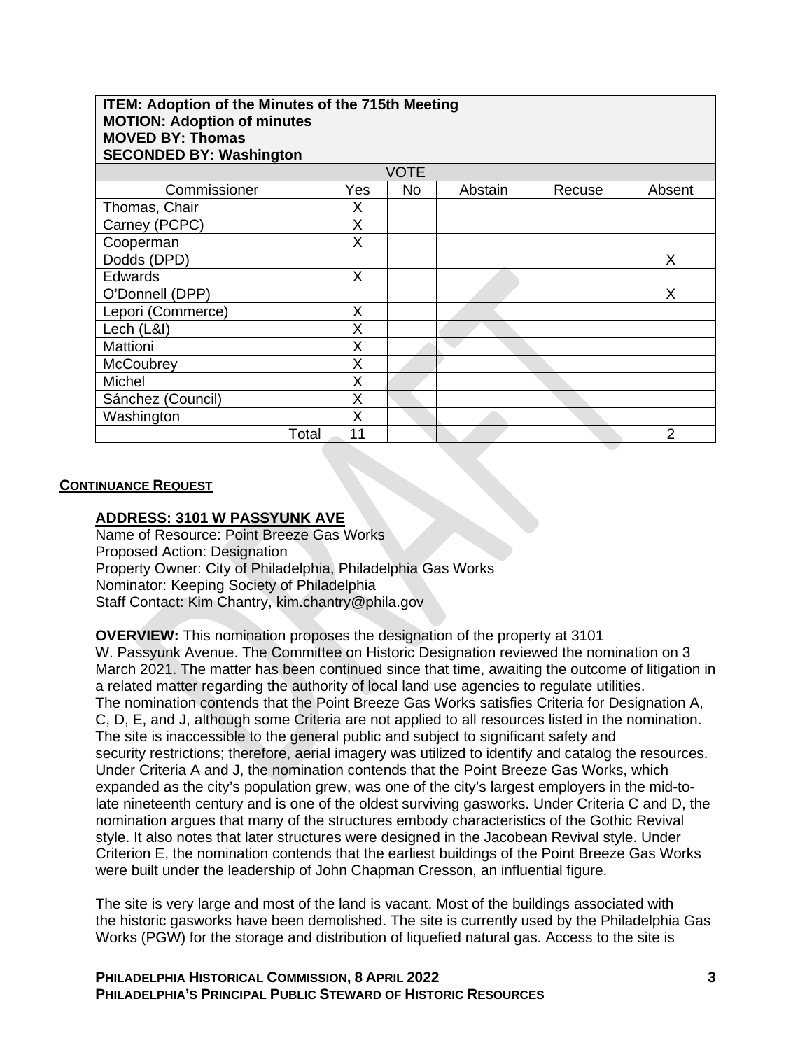| ITEM: Adoption of the Minutes of the 715th Meeting<br>MOTION: Adoption of minutes<br>MOVED BY: Thomas<br>SECONDED BY: Washington | | | | | |
|---|---|---|---|---|---|
| VOTE | | | | | |
| Commissioner | Yes | No | Abstain | Recuse | Absent |
| Thomas, Chair | X | | | | |
| Carney (PCPC) | X | | | | |
| Cooperman | X | | | | |
| Dodds (DPD) | | | | | X |
| Edwards | X | | | | |
| O'Donnell (DPP) | | | | | X |
| Lepori (Commerce) | X | | | | |
| Lech (L&I) | X | | | | |
| Mattioni | X | | | | |
| McCoubrey | X | | | | |
| Michel | X | | | | |
| Sánchez (Council) | X | | | | |
| Washington | X | | | | |
| Total | 11 | | | | 2 |

## CONTINUANCE REQUEST

### ADDRESS: 3101 W PASSYUNK AVE

Name of Resource: Point Breeze Gas Works
Proposed Action: Designation
Property Owner: City of Philadelphia, Philadelphia Gas Works
Nominator: Keeping Society of Philadelphia
Staff Contact: Kim Chantry, kim.chantry@phila.gov

**OVERVIEW:** This nomination proposes the designation of the property at 3101 W. Passyunk Avenue. The Committee on Historic Designation reviewed the nomination on 3 March 2021. The matter has been continued since that time, awaiting the outcome of litigation in a related matter regarding the authority of local land use agencies to regulate utilities. The nomination contends that the Point Breeze Gas Works satisfies Criteria for Designation A, C, D, E, and J, although some Criteria are not applied to all resources listed in the nomination. The site is inaccessible to the general public and subject to significant safety and security restrictions; therefore, aerial imagery was utilized to identify and catalog the resources. Under Criteria A and J, the nomination contends that the Point Breeze Gas Works, which expanded as the city's population grew, was one of the city's largest employers in the mid-to-late nineteenth century and is one of the oldest surviving gasworks. Under Criteria C and D, the nomination argues that many of the structures embody characteristics of the Gothic Revival style. It also notes that later structures were designed in the Jacobean Revival style. Under Criterion E, the nomination contends that the earliest buildings of the Point Breeze Gas Works were built under the leadership of John Chapman Cresson, an influential figure.

The site is very large and most of the land is vacant. Most of the buildings associated with the historic gasworks have been demolished. The site is currently used by the Philadelphia Gas Works (PGW) for the storage and distribution of liquefied natural gas. Access to the site is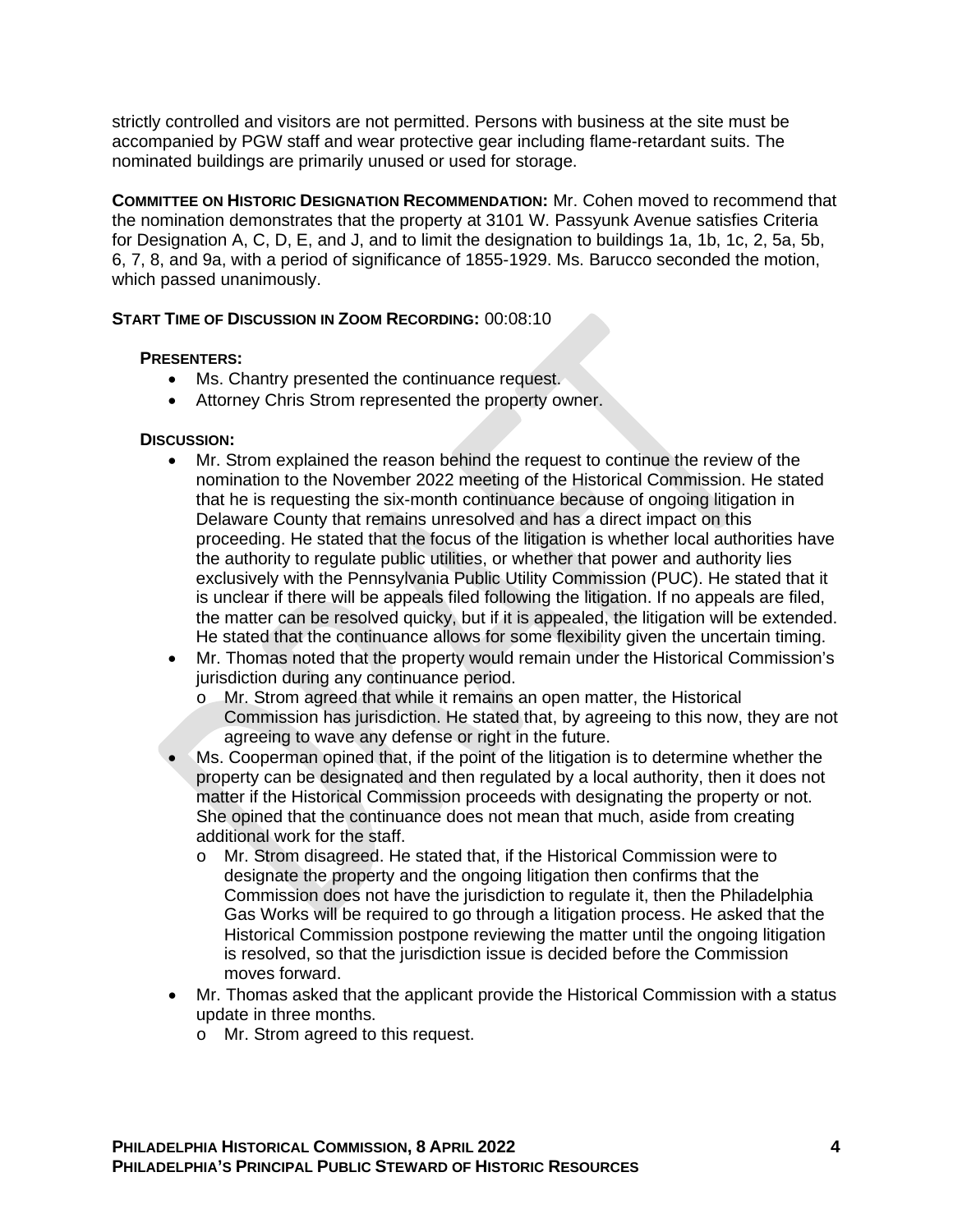strictly controlled and visitors are not permitted. Persons with business at the site must be accompanied by PGW staff and wear protective gear including flame-retardant suits. The nominated buildings are primarily unused or used for storage.

**COMMITTEE ON HISTORIC DESIGNATION RECOMMENDATION:** Mr. Cohen moved to recommend that the nomination demonstrates that the property at 3101 W. Passyunk Avenue satisfies Criteria for Designation A, C, D, E, and J, and to limit the designation to buildings 1a, 1b, 1c, 2, 5a, 5b, 6, 7, 8, and 9a, with a period of significance of 1855-1929. Ms. Barucco seconded the motion, which passed unanimously.

**START TIME OF DISCUSSION IN ZOOM RECORDING:** 00:08:10

**PRESENTERS:**

- Ms. Chantry presented the continuance request.
- Attorney Chris Strom represented the property owner.

**DISCUSSION:**

- Mr. Strom explained the reason behind the request to continue the review of the nomination to the November 2022 meeting of the Historical Commission. He stated that he is requesting the six-month continuance because of ongoing litigation in Delaware County that remains unresolved and has a direct impact on this proceeding. He stated that the focus of the litigation is whether local authorities have the authority to regulate public utilities, or whether that power and authority lies exclusively with the Pennsylvania Public Utility Commission (PUC). He stated that it is unclear if there will be appeals filed following the litigation. If no appeals are filed, the matter can be resolved quicky, but if it is appealed, the litigation will be extended. He stated that the continuance allows for some flexibility given the uncertain timing.
- Mr. Thomas noted that the property would remain under the Historical Commission's jurisdiction during any continuance period.
  - Mr. Strom agreed that while it remains an open matter, the Historical Commission has jurisdiction. He stated that, by agreeing to this now, they are not agreeing to wave any defense or right in the future.
- Ms. Cooperman opined that, if the point of the litigation is to determine whether the property can be designated and then regulated by a local authority, then it does not matter if the Historical Commission proceeds with designating the property or not. She opined that the continuance does not mean that much, aside from creating additional work for the staff.
  - Mr. Strom disagreed. He stated that, if the Historical Commission were to designate the property and the ongoing litigation then confirms that the Commission does not have the jurisdiction to regulate it, then the Philadelphia Gas Works will be required to go through a litigation process. He asked that the Historical Commission postpone reviewing the matter until the ongoing litigation is resolved, so that the jurisdiction issue is decided before the Commission moves forward.
- Mr. Thomas asked that the applicant provide the Historical Commission with a status update in three months.
  - Mr. Strom agreed to this request.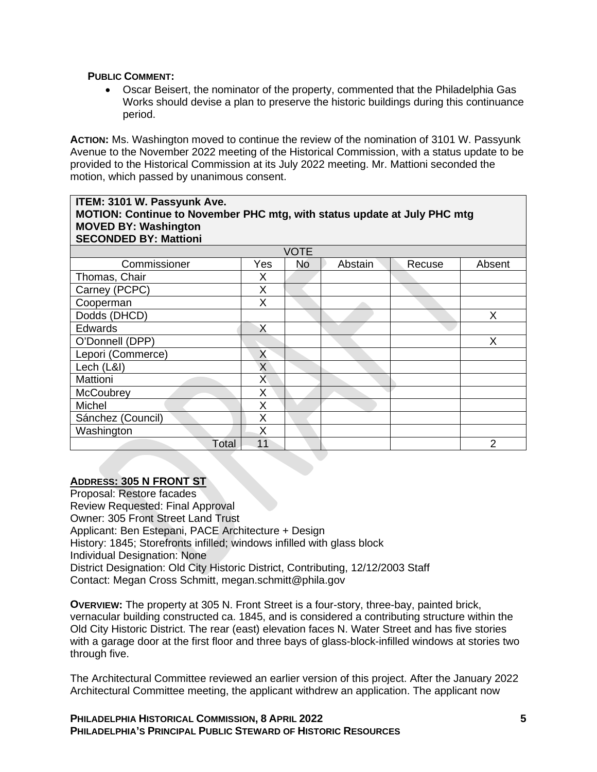**PUBLIC COMMENT:**

- Oscar Beisert, the nominator of the property, commented that the Philadelphia Gas Works should devise a plan to preserve the historic buildings during this continuance period.

**ACTION:** Ms. Washington moved to continue the review of the nomination of 3101 W. Passyunk Avenue to the November 2022 meeting of the Historical Commission, with a status update to be provided to the Historical Commission at its July 2022 meeting. Mr. Mattioni seconded the motion, which passed by unanimous consent.

**ITEM: 3101 W. Passyunk Ave.**
**MOTION: Continue to November PHC mtg, with status update at July PHC mtg**
**MOVED BY: Washington**
**SECONDED BY: Mattioni**

| VOTE | | | | | |
|---|---|---|---|---|---|
| Commissioner | Yes | No | Abstain | Recuse | Absent |
| Thomas, Chair | X | | | | |
| Carney (PCPC) | X | | | | |
| Cooperman | X | | | | |
| Dodds (DHCD) | | | | | X |
| Edwards | X | | | | |
| O'Donnell (DPP) | | | | | X |
| Lepori (Commerce) | X | | | | |
| Lech (L&I) | X | | | | |
| Mattioni | X | | | | |
| McCoubrey | X | | | | |
| Michel | X | | | | |
| Sánchez (Council) | X | | | | |
| Washington | X | | | | |
| Total | 11 | | | | 2 |

**ADDRESS: 305 N FRONT ST**

Proposal: Restore facades
Review Requested: Final Approval
Owner: 305 Front Street Land Trust
Applicant: Ben Estepani, PACE Architecture + Design
History: 1845; Storefronts infilled; windows infilled with glass block
Individual Designation: None
District Designation: Old City Historic District, Contributing, 12/12/2003 Staff
Contact: Megan Cross Schmitt, megan.schmitt@phila.gov

**OVERVIEW:** The property at 305 N. Front Street is a four-story, three-bay, painted brick, vernacular building constructed ca. 1845, and is considered a contributing structure within the Old City Historic District. The rear (east) elevation faces N. Water Street and has five stories with a garage door at the first floor and three bays of glass-block-infilled windows at stories two through five.

The Architectural Committee reviewed an earlier version of this project. After the January 2022 Architectural Committee meeting, the applicant withdrew an application. The applicant now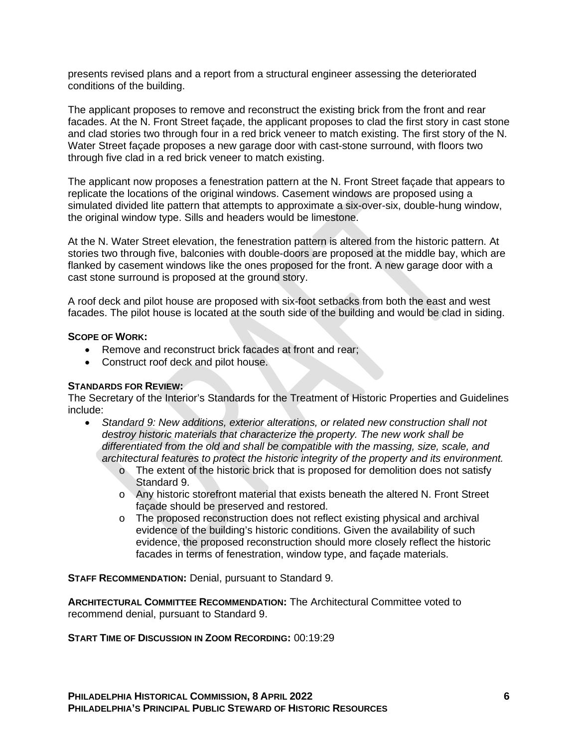presents revised plans and a report from a structural engineer assessing the deteriorated conditions of the building.

The applicant proposes to remove and reconstruct the existing brick from the front and rear facades. At the N. Front Street façade, the applicant proposes to clad the first story in cast stone and clad stories two through four in a red brick veneer to match existing. The first story of the N. Water Street façade proposes a new garage door with cast-stone surround, with floors two through five clad in a red brick veneer to match existing.

The applicant now proposes a fenestration pattern at the N. Front Street façade that appears to replicate the locations of the original windows. Casement windows are proposed using a simulated divided lite pattern that attempts to approximate a six-over-six, double-hung window, the original window type. Sills and headers would be limestone.

At the N. Water Street elevation, the fenestration pattern is altered from the historic pattern. At stories two through five, balconies with double-doors are proposed at the middle bay, which are flanked by casement windows like the ones proposed for the front. A new garage door with a cast stone surround is proposed at the ground story.

A roof deck and pilot house are proposed with six-foot setbacks from both the east and west facades. The pilot house is located at the south side of the building and would be clad in siding.

**SCOPE OF WORK:**

- Remove and reconstruct brick facades at front and rear;
- Construct roof deck and pilot house.

**STANDARDS FOR REVIEW:**
The Secretary of the Interior's Standards for the Treatment of Historic Properties and Guidelines include:

- *Standard 9: New additions, exterior alterations, or related new construction shall not destroy historic materials that characterize the property. The new work shall be differentiated from the old and shall be compatible with the massing, size, scale, and architectural features to protect the historic integrity of the property and its environment.*
    - The extent of the historic brick that is proposed for demolition does not satisfy Standard 9.
    - Any historic storefront material that exists beneath the altered N. Front Street façade should be preserved and restored.
    - The proposed reconstruction does not reflect existing physical and archival evidence of the building's historic conditions. Given the availability of such evidence, the proposed reconstruction should more closely reflect the historic facades in terms of fenestration, window type, and façade materials.

**STAFF RECOMMENDATION:** Denial, pursuant to Standard 9.

**ARCHITECTURAL COMMITTEE RECOMMENDATION:** The Architectural Committee voted to recommend denial, pursuant to Standard 9.

**START TIME OF DISCUSSION IN ZOOM RECORDING:** 00:19:29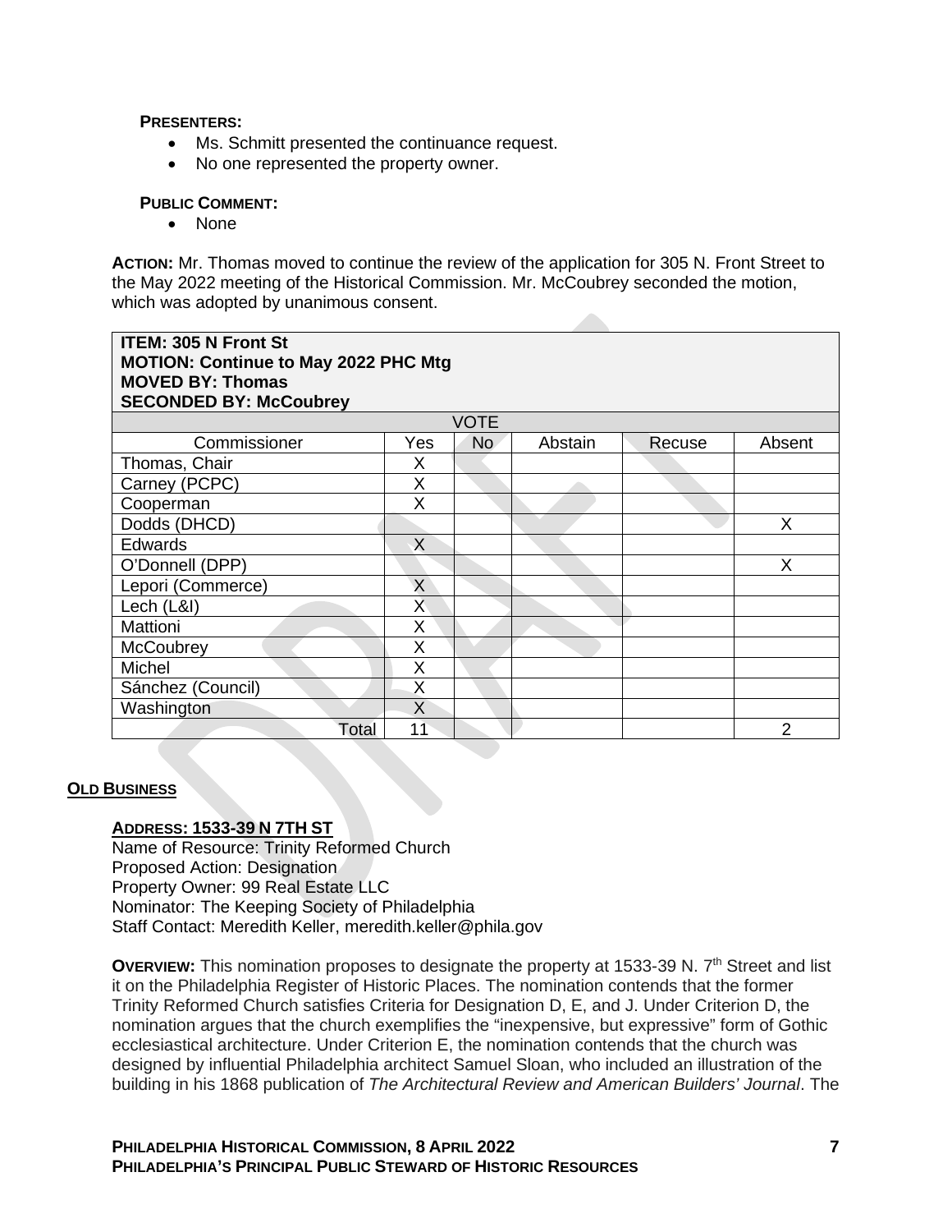**PRESENTERS:**

- Ms. Schmitt presented the continuance request.
- No one represented the property owner.

**PUBLIC COMMENT:**

- None

**ACTION:** Mr. Thomas moved to continue the review of the application for 305 N. Front Street to the May 2022 meeting of the Historical Commission. Mr. McCoubrey seconded the motion, which was adopted by unanimous consent.

| **ITEM: 305 N Front St**<br>**MOTION: Continue to May 2022 PHC Mtg**<br>**MOVED BY: Thomas**<br>**SECONDED BY: McCoubrey** | | | | | |
|---|---|---|---|---|---|
| VOTE | | | | | |
| Commissioner | Yes | No | Abstain | Recuse | Absent |
| Thomas, Chair | X | | | | |
| Carney (PCPC) | X | | | | |
| Cooperman | X | | | | |
| Dodds (DHCD) | | | | | X |
| Edwards | X | | | | |
| O'Donnell (DPP) | | | | | X |
| Lepori (Commerce) | X | | | | |
| Lech (L&I) | X | | | | |
| Mattioni | X | | | | |
| McCoubrey | X | | | | |
| Michel | X | | | | |
| Sánchez (Council) | X | | | | |
| Washington | X | | | | |
| Total | 11 | | | | 2 |

## OLD BUSINESS

**ADDRESS: 1533-39 N 7TH ST**

Name of Resource: Trinity Reformed Church
Proposed Action: Designation
Property Owner: 99 Real Estate LLC
Nominator: The Keeping Society of Philadelphia
Staff Contact: Meredith Keller, meredith.keller@phila.gov

**OVERVIEW:** This nomination proposes to designate the property at 1533-39 N. 7th Street and list it on the Philadelphia Register of Historic Places. The nomination contends that the former Trinity Reformed Church satisfies Criteria for Designation D, E, and J. Under Criterion D, the nomination argues that the church exemplifies the "inexpensive, but expressive" form of Gothic ecclesiastical architecture. Under Criterion E, the nomination contends that the church was designed by influential Philadelphia architect Samuel Sloan, who included an illustration of the building in his 1868 publication of *The Architectural Review and American Builders' Journal*. The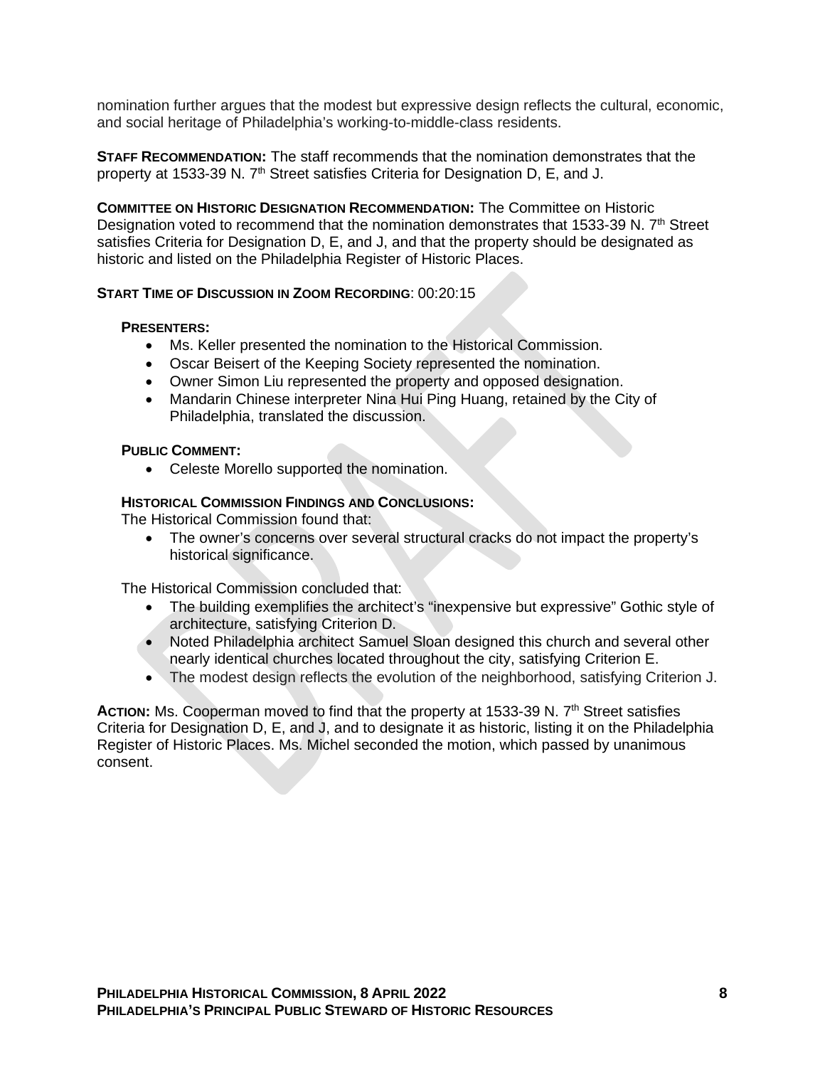nomination further argues that the modest but expressive design reflects the cultural, economic, and social heritage of Philadelphia's working-to-middle-class residents.

**STAFF RECOMMENDATION:** The staff recommends that the nomination demonstrates that the property at 1533-39 N. 7th Street satisfies Criteria for Designation D, E, and J.

**COMMITTEE ON HISTORIC DESIGNATION RECOMMENDATION:** The Committee on Historic Designation voted to recommend that the nomination demonstrates that 1533-39 N. 7th Street satisfies Criteria for Designation D, E, and J, and that the property should be designated as historic and listed on the Philadelphia Register of Historic Places.

**START TIME OF DISCUSSION IN ZOOM RECORDING**: 00:20:15

**PRESENTERS:**

- Ms. Keller presented the nomination to the Historical Commission.
- Oscar Beisert of the Keeping Society represented the nomination.
- Owner Simon Liu represented the property and opposed designation.
- Mandarin Chinese interpreter Nina Hui Ping Huang, retained by the City of Philadelphia, translated the discussion.

**PUBLIC COMMENT:**

- Celeste Morello supported the nomination.

**HISTORICAL COMMISSION FINDINGS AND CONCLUSIONS:**

The Historical Commission found that:

- The owner's concerns over several structural cracks do not impact the property's historical significance.

The Historical Commission concluded that:

- The building exemplifies the architect's "inexpensive but expressive" Gothic style of architecture, satisfying Criterion D.
- Noted Philadelphia architect Samuel Sloan designed this church and several other nearly identical churches located throughout the city, satisfying Criterion E.
- The modest design reflects the evolution of the neighborhood, satisfying Criterion J.

**ACTION:** Ms. Cooperman moved to find that the property at 1533-39 N. 7th Street satisfies Criteria for Designation D, E, and J, and to designate it as historic, listing it on the Philadelphia Register of Historic Places. Ms. Michel seconded the motion, which passed by unanimous consent.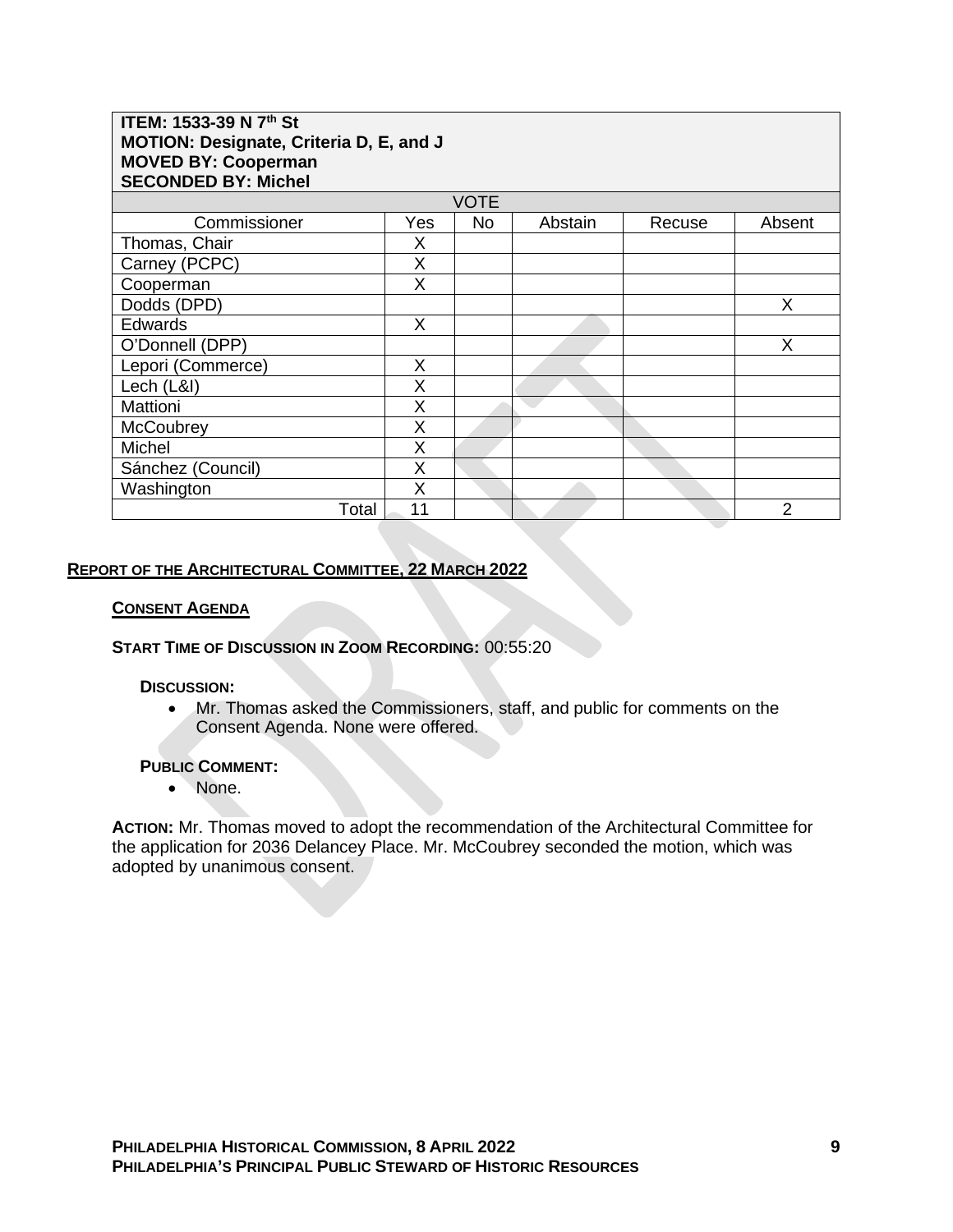| **ITEM: 1533-39 N 7th St**<br>**MOTION: Designate, Criteria D, E, and J**<br>**MOVED BY: Cooperman**<br>**SECONDED BY: Michel** | | | | | |
|---|---|---|---|---|---|
| VOTE | | | | | |
| Commissioner | Yes | No | Abstain | Recuse | Absent |
| Thomas, Chair | X | | | | |
| Carney (PCPC) | X | | | | |
| Cooperman | X | | | | |
| Dodds (DPD) | | | | | X |
| Edwards | X | | | | |
| O'Donnell (DPP) | | | | | X |
| Lepori (Commerce) | X | | | | |
| Lech (L&I) | X | | | | |
| Mattioni | X | | | | |
| McCoubrey | X | | | | |
| Michel | X | | | | |
| Sánchez (Council) | X | | | | |
| Washington | X | | | | |
| Total | 11 | | | | 2 |

## REPORT OF THE ARCHITECTURAL COMMITTEE, 22 MARCH 2022

### CONSENT AGENDA

**START TIME OF DISCUSSION IN ZOOM RECORDING:** 00:55:20

**DISCUSSION:**

- Mr. Thomas asked the Commissioners, staff, and public for comments on the Consent Agenda. None were offered.

**PUBLIC COMMENT:**

- None.

**ACTION:** Mr. Thomas moved to adopt the recommendation of the Architectural Committee for the application for 2036 Delancey Place. Mr. McCoubrey seconded the motion, which was adopted by unanimous consent.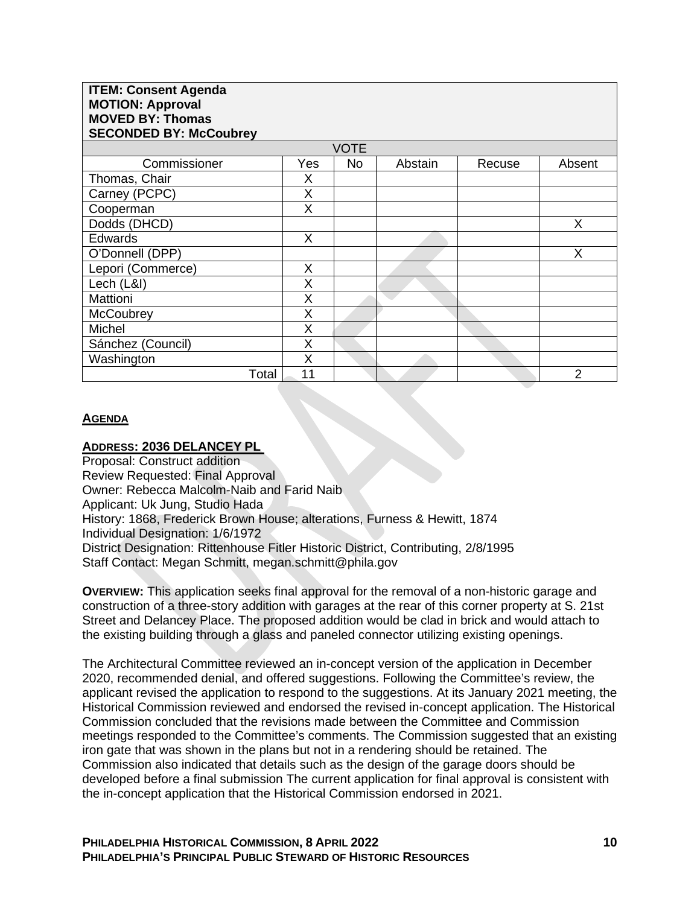**ITEM: Consent Agenda**
**MOTION: Approval**
**MOVED BY: Thomas**
**SECONDED BY: McCoubrey**

| VOTE | | | | | |
|---|---|---|---|---|---|
| Commissioner | Yes | No | Abstain | Recuse | Absent |
| Thomas, Chair | X | | | | |
| Carney (PCPC) | X | | | | |
| Cooperman | X | | | | |
| Dodds (DHCD) | | | | | X |
| Edwards | X | | | | |
| O'Donnell (DPP) | | | | | X |
| Lepori (Commerce) | X | | | | |
| Lech (L&I) | X | | | | |
| Mattioni | X | | | | |
| McCoubrey | X | | | | |
| Michel | X | | | | |
| Sánchez (Council) | X | | | | |
| Washington | X | | | | |
| Total | 11 | | | | 2 |

**AGENDA**

**ADDRESS: 2036 DELANCEY PL**
Proposal: Construct addition
Review Requested: Final Approval
Owner: Rebecca Malcolm-Naib and Farid Naib
Applicant: Uk Jung, Studio Hada
History: 1868, Frederick Brown House; alterations, Furness & Hewitt, 1874
Individual Designation: 1/6/1972
District Designation: Rittenhouse Fitler Historic District, Contributing, 2/8/1995
Staff Contact: Megan Schmitt, megan.schmitt@phila.gov

**OVERVIEW:** This application seeks final approval for the removal of a non-historic garage and construction of a three-story addition with garages at the rear of this corner property at S. 21st Street and Delancey Place. The proposed addition would be clad in brick and would attach to the existing building through a glass and paneled connector utilizing existing openings.

The Architectural Committee reviewed an in-concept version of the application in December 2020, recommended denial, and offered suggestions. Following the Committee's review, the applicant revised the application to respond to the suggestions. At its January 2021 meeting, the Historical Commission reviewed and endorsed the revised in-concept application. The Historical Commission concluded that the revisions made between the Committee and Commission meetings responded to the Committee's comments. The Commission suggested that an existing iron gate that was shown in the plans but not in a rendering should be retained. The Commission also indicated that details such as the design of the garage doors should be developed before a final submission The current application for final approval is consistent with the in-concept application that the Historical Commission endorsed in 2021.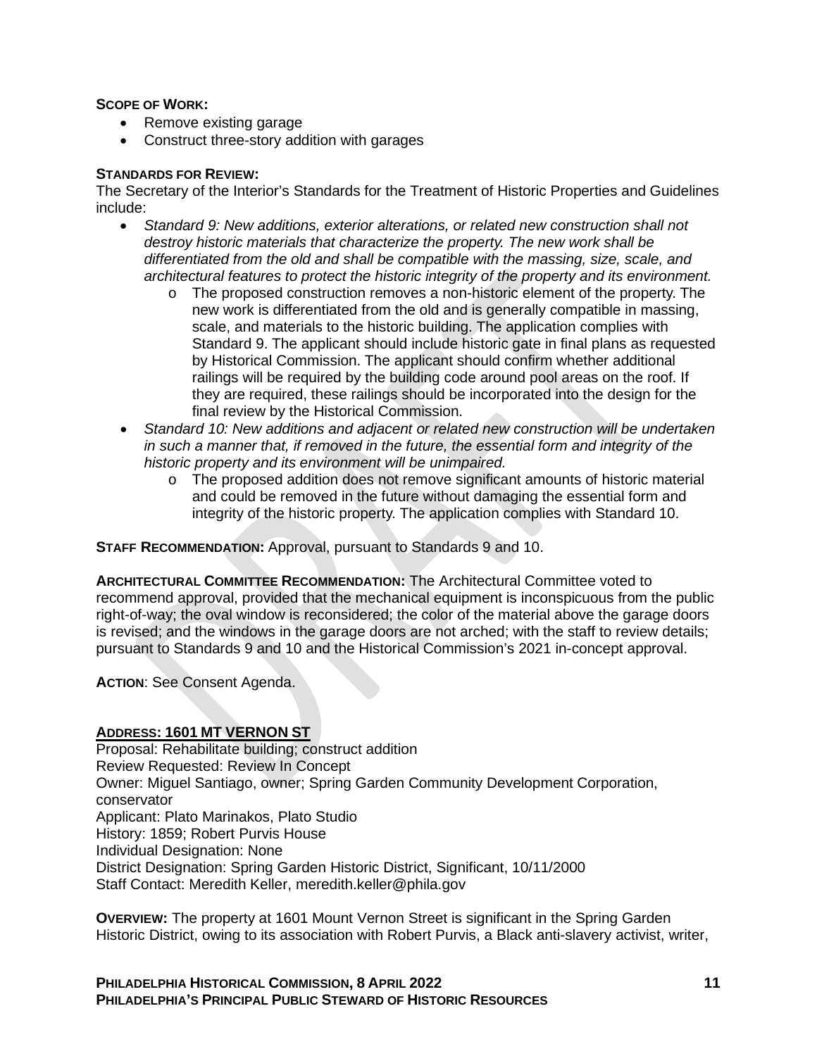**SCOPE OF WORK:**

- Remove existing garage
- Construct three-story addition with garages

**STANDARDS FOR REVIEW:**

The Secretary of the Interior's Standards for the Treatment of Historic Properties and Guidelines include:

- *Standard 9: New additions, exterior alterations, or related new construction shall not destroy historic materials that characterize the property. The new work shall be differentiated from the old and shall be compatible with the massing, size, scale, and architectural features to protect the historic integrity of the property and its environment.*
    - The proposed construction removes a non-historic element of the property. The new work is differentiated from the old and is generally compatible in massing, scale, and materials to the historic building. The application complies with Standard 9. The applicant should include historic gate in final plans as requested by Historical Commission. The applicant should confirm whether additional railings will be required by the building code around pool areas on the roof. If they are required, these railings should be incorporated into the design for the final review by the Historical Commission.
- *Standard 10: New additions and adjacent or related new construction will be undertaken in such a manner that, if removed in the future, the essential form and integrity of the historic property and its environment will be unimpaired.*
    - The proposed addition does not remove significant amounts of historic material and could be removed in the future without damaging the essential form and integrity of the historic property. The application complies with Standard 10.

**STAFF RECOMMENDATION:** Approval, pursuant to Standards 9 and 10.

**ARCHITECTURAL COMMITTEE RECOMMENDATION:** The Architectural Committee voted to recommend approval, provided that the mechanical equipment is inconspicuous from the public right-of-way; the oval window is reconsidered; the color of the material above the garage doors is revised; and the windows in the garage doors are not arched; with the staff to review details; pursuant to Standards 9 and 10 and the Historical Commission's 2021 in-concept approval.

**ACTION**: See Consent Agenda.

**ADDRESS: 1601 MT VERNON ST**

Proposal: Rehabilitate building; construct addition
Review Requested: Review In Concept
Owner: Miguel Santiago, owner; Spring Garden Community Development Corporation, conservator
Applicant: Plato Marinakos, Plato Studio
History: 1859; Robert Purvis House
Individual Designation: None
District Designation: Spring Garden Historic District, Significant, 10/11/2000
Staff Contact: Meredith Keller, meredith.keller@phila.gov

**OVERVIEW:** The property at 1601 Mount Vernon Street is significant in the Spring Garden Historic District, owing to its association with Robert Purvis, a Black anti-slavery activist, writer,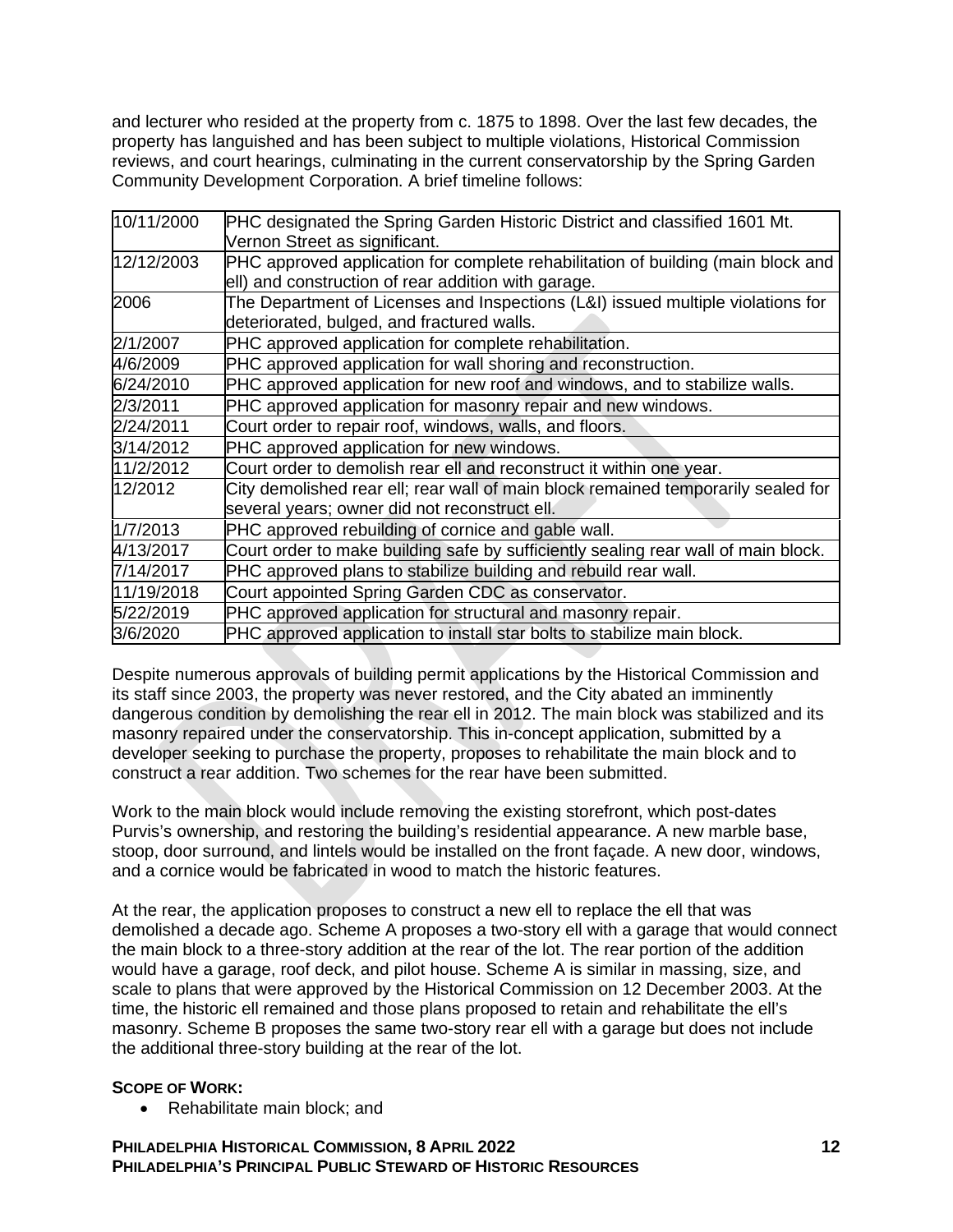and lecturer who resided at the property from c. 1875 to 1898. Over the last few decades, the property has languished and has been subject to multiple violations, Historical Commission reviews, and court hearings, culminating in the current conservatorship by the Spring Garden Community Development Corporation. A brief timeline follows:

| | |
|---|---|
| 10/11/2000 | PHC designated the Spring Garden Historic District and classified 1601 Mt. Vernon Street as significant. |
| 12/12/2003 | PHC approved application for complete rehabilitation of building (main block and ell) and construction of rear addition with garage. |
| 2006 | The Department of Licenses and Inspections (L&I) issued multiple violations for deteriorated, bulged, and fractured walls. |
| 2/1/2007 | PHC approved application for complete rehabilitation. |
| 4/6/2009 | PHC approved application for wall shoring and reconstruction. |
| 6/24/2010 | PHC approved application for new roof and windows, and to stabilize walls. |
| 2/3/2011 | PHC approved application for masonry repair and new windows. |
| 2/24/2011 | Court order to repair roof, windows, walls, and floors. |
| 3/14/2012 | PHC approved application for new windows. |
| 11/2/2012 | Court order to demolish rear ell and reconstruct it within one year. |
| 12/2012 | City demolished rear ell; rear wall of main block remained temporarily sealed for several years; owner did not reconstruct ell. |
| 1/7/2013 | PHC approved rebuilding of cornice and gable wall. |
| 4/13/2017 | Court order to make building safe by sufficiently sealing rear wall of main block. |
| 7/14/2017 | PHC approved plans to stabilize building and rebuild rear wall. |
| 11/19/2018 | Court appointed Spring Garden CDC as conservator. |
| 5/22/2019 | PHC approved application for structural and masonry repair. |
| 3/6/2020 | PHC approved application to install star bolts to stabilize main block. |

Despite numerous approvals of building permit applications by the Historical Commission and its staff since 2003, the property was never restored, and the City abated an imminently dangerous condition by demolishing the rear ell in 2012. The main block was stabilized and its masonry repaired under the conservatorship. This in-concept application, submitted by a developer seeking to purchase the property, proposes to rehabilitate the main block and to construct a rear addition. Two schemes for the rear have been submitted.

Work to the main block would include removing the existing storefront, which post-dates Purvis's ownership, and restoring the building's residential appearance. A new marble base, stoop, door surround, and lintels would be installed on the front façade. A new door, windows, and a cornice would be fabricated in wood to match the historic features.

At the rear, the application proposes to construct a new ell to replace the ell that was demolished a decade ago. Scheme A proposes a two-story ell with a garage that would connect the main block to a three-story addition at the rear of the lot. The rear portion of the addition would have a garage, roof deck, and pilot house. Scheme A is similar in massing, size, and scale to plans that were approved by the Historical Commission on 12 December 2003. At the time, the historic ell remained and those plans proposed to retain and rehabilitate the ell's masonry. Scheme B proposes the same two-story rear ell with a garage but does not include the additional three-story building at the rear of the lot.

**SCOPE OF WORK:**

- Rehabilitate main block; and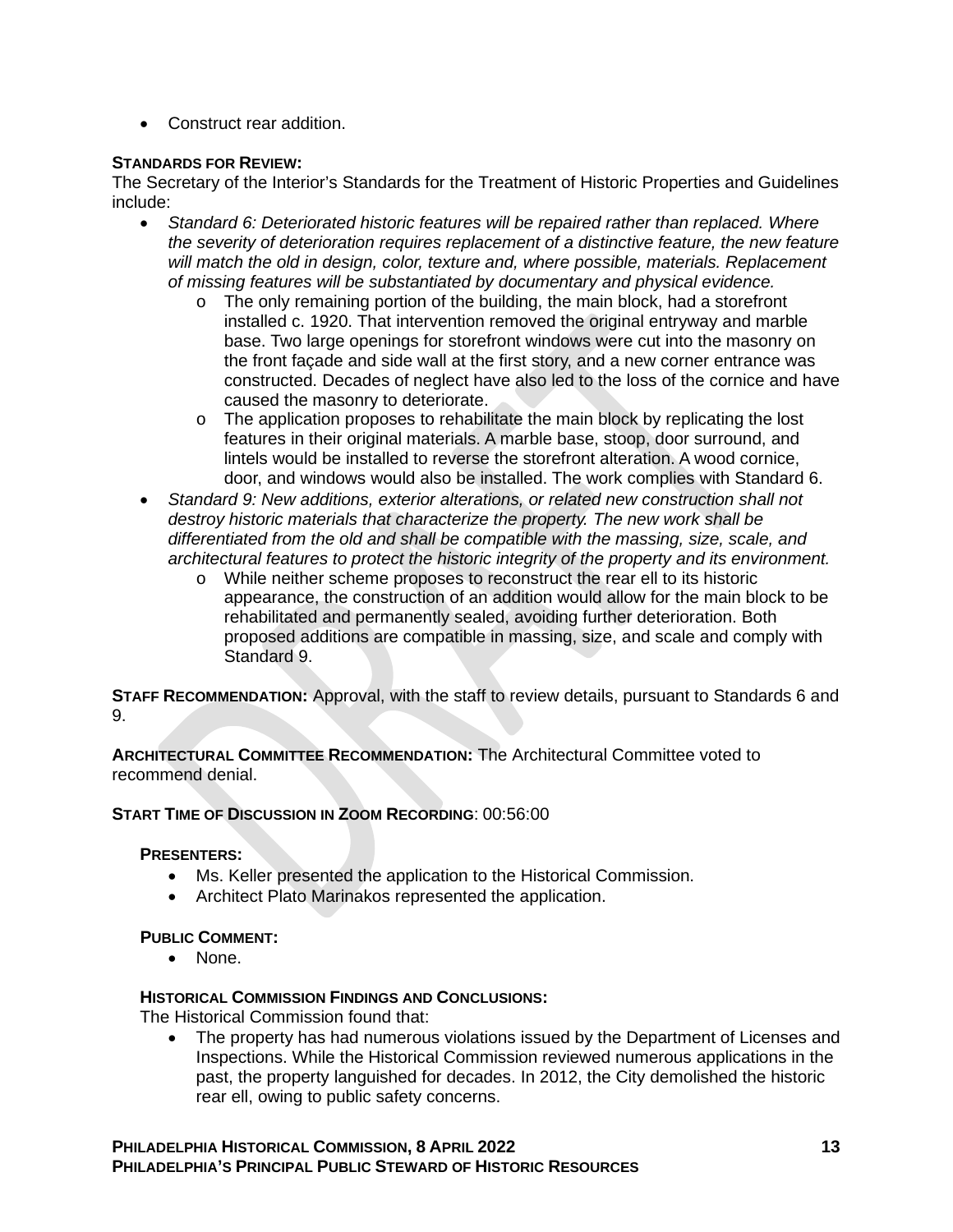- Construct rear addition.

**STANDARDS FOR REVIEW:**
The Secretary of the Interior's Standards for the Treatment of Historic Properties and Guidelines include:

- *Standard 6: Deteriorated historic features will be repaired rather than replaced. Where the severity of deterioration requires replacement of a distinctive feature, the new feature will match the old in design, color, texture and, where possible, materials. Replacement of missing features will be substantiated by documentary and physical evidence.*
    - The only remaining portion of the building, the main block, had a storefront installed c. 1920. That intervention removed the original entryway and marble base. Two large openings for storefront windows were cut into the masonry on the front façade and side wall at the first story, and a new corner entrance was constructed. Decades of neglect have also led to the loss of the cornice and have caused the masonry to deteriorate.
    - The application proposes to rehabilitate the main block by replicating the lost features in their original materials. A marble base, stoop, door surround, and lintels would be installed to reverse the storefront alteration. A wood cornice, door, and windows would also be installed. The work complies with Standard 6.
- *Standard 9: New additions, exterior alterations, or related new construction shall not destroy historic materials that characterize the property. The new work shall be differentiated from the old and shall be compatible with the massing, size, scale, and architectural features to protect the historic integrity of the property and its environment.*
    - While neither scheme proposes to reconstruct the rear ell to its historic appearance, the construction of an addition would allow for the main block to be rehabilitated and permanently sealed, avoiding further deterioration. Both proposed additions are compatible in massing, size, and scale and comply with Standard 9.

**STAFF RECOMMENDATION:** Approval, with the staff to review details, pursuant to Standards 6 and 9.

**ARCHITECTURAL COMMITTEE RECOMMENDATION:** The Architectural Committee voted to recommend denial.

**START TIME OF DISCUSSION IN ZOOM RECORDING**: 00:56:00

**PRESENTERS:**
- Ms. Keller presented the application to the Historical Commission.
- Architect Plato Marinakos represented the application.

**PUBLIC COMMENT:**
- None.

**HISTORICAL COMMISSION FINDINGS AND CONCLUSIONS:**
The Historical Commission found that:
- The property has had numerous violations issued by the Department of Licenses and Inspections. While the Historical Commission reviewed numerous applications in the past, the property languished for decades. In 2012, the City demolished the historic rear ell, owing to public safety concerns.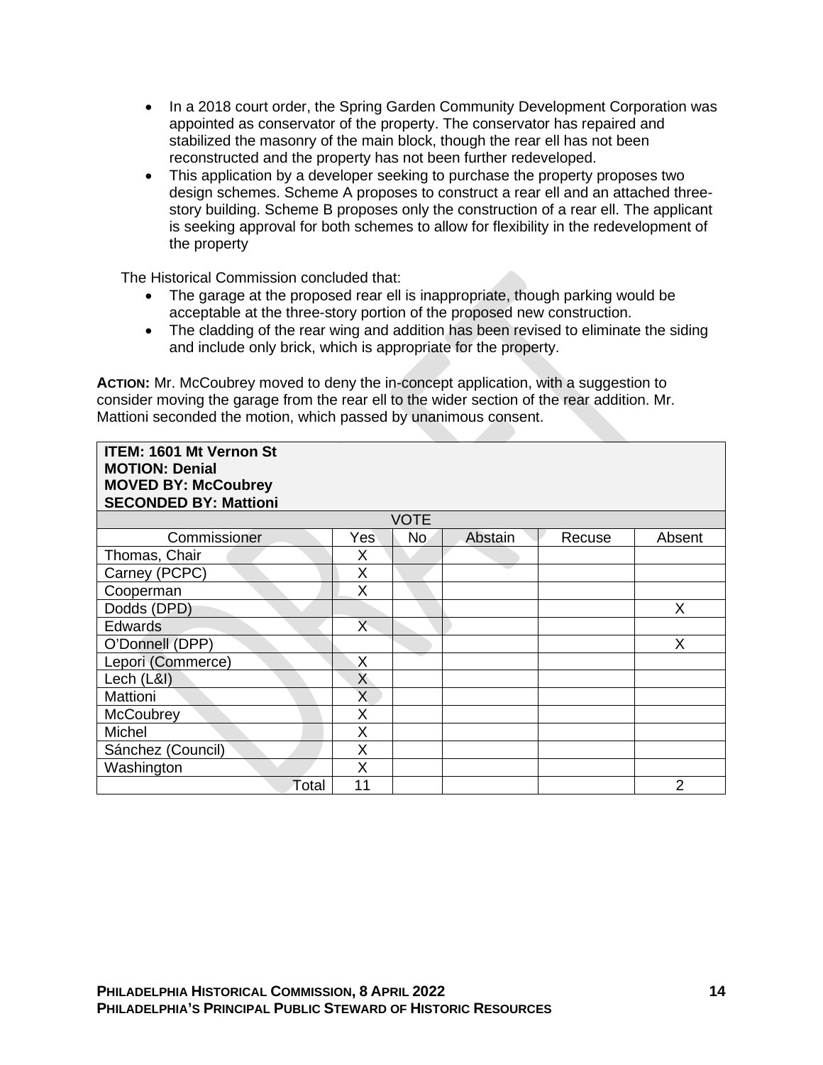- In a 2018 court order, the Spring Garden Community Development Corporation was appointed as conservator of the property. The conservator has repaired and stabilized the masonry of the main block, though the rear ell has not been reconstructed and the property has not been further redeveloped.
- This application by a developer seeking to purchase the property proposes two design schemes. Scheme A proposes to construct a rear ell and an attached three-story building. Scheme B proposes only the construction of a rear ell. The applicant is seeking approval for both schemes to allow for flexibility in the redevelopment of the property

The Historical Commission concluded that:

- The garage at the proposed rear ell is inappropriate, though parking would be acceptable at the three-story portion of the proposed new construction.
- The cladding of the rear wing and addition has been revised to eliminate the siding and include only brick, which is appropriate for the property.

**ACTION:** Mr. McCoubrey moved to deny the in-concept application, with a suggestion to consider moving the garage from the rear ell to the wider section of the rear addition. Mr. Mattioni seconded the motion, which passed by unanimous consent.

**ITEM: 1601 Mt Vernon St**
**MOTION: Denial**
**MOVED BY: McCoubrey**
**SECONDED BY: Mattioni**

| VOTE | | | | | |
|---|---|---|---|---|---|
| Commissioner | Yes | No | Abstain | Recuse | Absent |
| Thomas, Chair | X | | | | |
| Carney (PCPC) | X | | | | |
| Cooperman | X | | | | |
| Dodds (DPD) | | | | | X |
| Edwards | X | | | | |
| O'Donnell (DPP) | | | | | X |
| Lepori (Commerce) | X | | | | |
| Lech (L&I) | X | | | | |
| Mattioni | X | | | | |
| McCoubrey | X | | | | |
| Michel | X | | | | |
| Sánchez (Council) | X | | | | |
| Washington | X | | | | |
| Total | 11 | | | | 2 |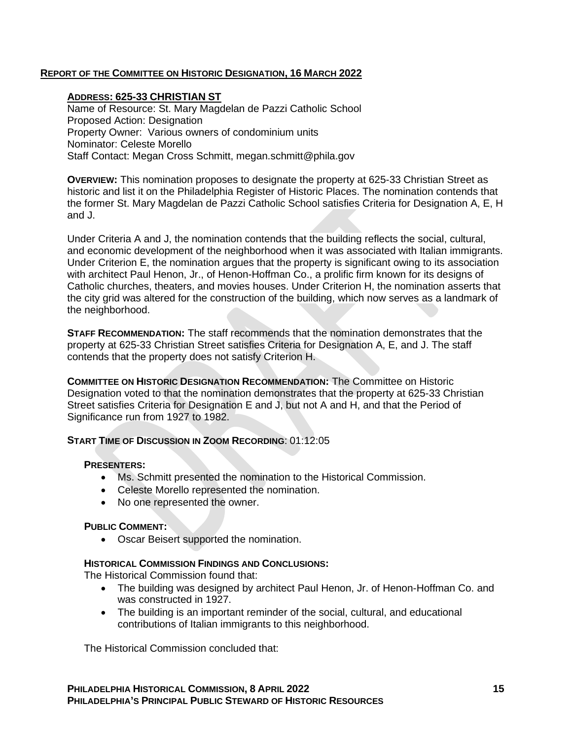## REPORT OF THE COMMITTEE ON HISTORIC DESIGNATION, 16 MARCH 2022

### ADDRESS: 625-33 CHRISTIAN ST

Name of Resource: St. Mary Magdelan de Pazzi Catholic School
Proposed Action: Designation
Property Owner: Various owners of condominium units
Nominator: Celeste Morello
Staff Contact: Megan Cross Schmitt, megan.schmitt@phila.gov

**OVERVIEW:** This nomination proposes to designate the property at 625-33 Christian Street as historic and list it on the Philadelphia Register of Historic Places. The nomination contends that the former St. Mary Magdelan de Pazzi Catholic School satisfies Criteria for Designation A, E, H and J.

Under Criteria A and J, the nomination contends that the building reflects the social, cultural, and economic development of the neighborhood when it was associated with Italian immigrants. Under Criterion E, the nomination argues that the property is significant owing to its association with architect Paul Henon, Jr., of Henon-Hoffman Co., a prolific firm known for its designs of Catholic churches, theaters, and movies houses. Under Criterion H, the nomination asserts that the city grid was altered for the construction of the building, which now serves as a landmark of the neighborhood.

**STAFF RECOMMENDATION:** The staff recommends that the nomination demonstrates that the property at 625-33 Christian Street satisfies Criteria for Designation A, E, and J. The staff contends that the property does not satisfy Criterion H.

**COMMITTEE ON HISTORIC DESIGNATION RECOMMENDATION:** The Committee on Historic Designation voted to that the nomination demonstrates that the property at 625-33 Christian Street satisfies Criteria for Designation E and J, but not A and H, and that the Period of Significance run from 1927 to 1982.

**START TIME OF DISCUSSION IN ZOOM RECORDING**: 01:12:05

**PRESENTERS:**

- Ms. Schmitt presented the nomination to the Historical Commission.
- Celeste Morello represented the nomination.
- No one represented the owner.

**PUBLIC COMMENT:**

- Oscar Beisert supported the nomination.

**HISTORICAL COMMISSION FINDINGS AND CONCLUSIONS:**

The Historical Commission found that:

- The building was designed by architect Paul Henon, Jr. of Henon-Hoffman Co. and was constructed in 1927.
- The building is an important reminder of the social, cultural, and educational contributions of Italian immigrants to this neighborhood.

The Historical Commission concluded that: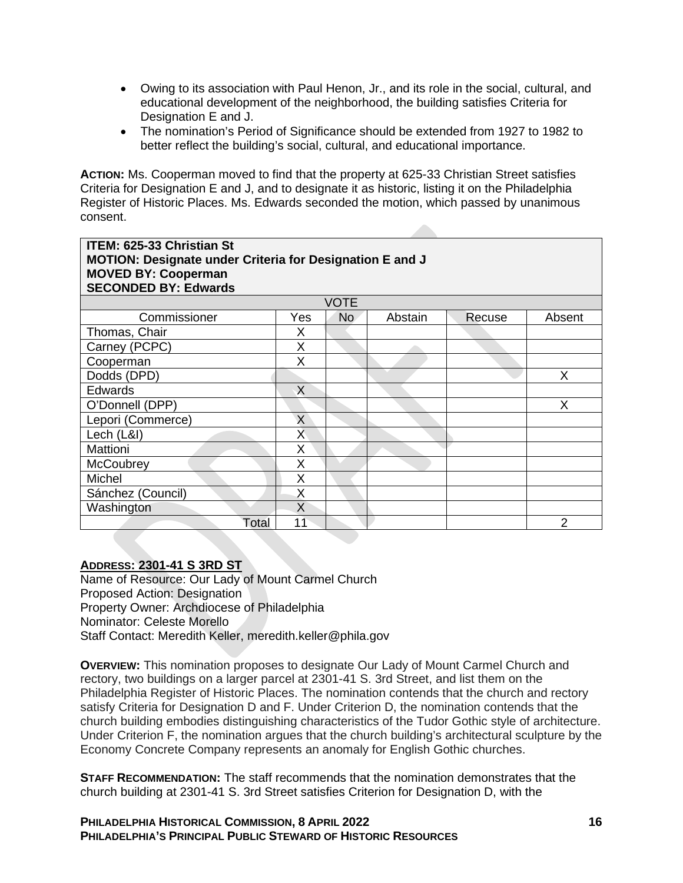- Owing to its association with Paul Henon, Jr., and its role in the social, cultural, and educational development of the neighborhood, the building satisfies Criteria for Designation E and J.
- The nomination's Period of Significance should be extended from 1927 to 1982 to better reflect the building's social, cultural, and educational importance.

**ACTION:** Ms. Cooperman moved to find that the property at 625-33 Christian Street satisfies Criteria for Designation E and J, and to designate it as historic, listing it on the Philadelphia Register of Historic Places. Ms. Edwards seconded the motion, which passed by unanimous consent.

| **ITEM: 625-33 Christian St**<br>**MOTION: Designate under Criteria for Designation E and J**<br>**MOVED BY: Cooperman**<br>**SECONDED BY: Edwards** | | | | | |
|---|---|---|---|---|---|
| VOTE | | | | | |
| Commissioner | Yes | No | Abstain | Recuse | Absent |
| Thomas, Chair | X | | | | |
| Carney (PCPC) | X | | | | |
| Cooperman | X | | | | |
| Dodds (DPD) | | | | | X |
| Edwards | X | | | | |
| O'Donnell (DPP) | | | | | X |
| Lepori (Commerce) | X | | | | |
| Lech (L&I) | X | | | | |
| Mattioni | X | | | | |
| McCoubrey | X | | | | |
| Michel | X | | | | |
| Sánchez (Council) | X | | | | |
| Washington | X | | | | |
| Total | 11 | | | | 2 |

**ADDRESS: 2301-41 S 3RD ST**
Name of Resource: Our Lady of Mount Carmel Church
Proposed Action: Designation
Property Owner: Archdiocese of Philadelphia
Nominator: Celeste Morello
Staff Contact: Meredith Keller, meredith.keller@phila.gov

**OVERVIEW:** This nomination proposes to designate Our Lady of Mount Carmel Church and rectory, two buildings on a larger parcel at 2301-41 S. 3rd Street, and list them on the Philadelphia Register of Historic Places. The nomination contends that the church and rectory satisfy Criteria for Designation D and F. Under Criterion D, the nomination contends that the church building embodies distinguishing characteristics of the Tudor Gothic style of architecture. Under Criterion F, the nomination argues that the church building's architectural sculpture by the Economy Concrete Company represents an anomaly for English Gothic churches.

**STAFF RECOMMENDATION:** The staff recommends that the nomination demonstrates that the church building at 2301-41 S. 3rd Street satisfies Criterion for Designation D, with the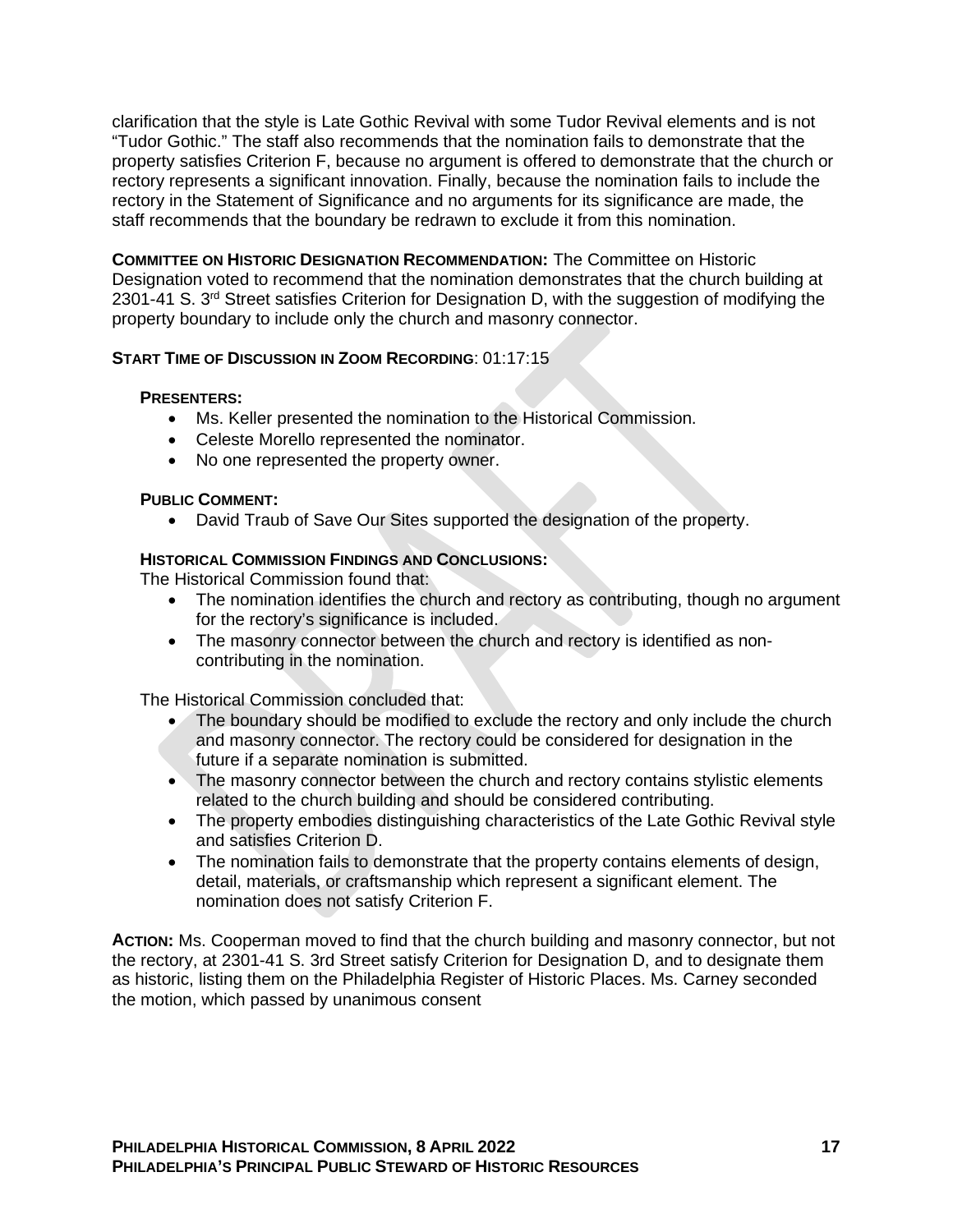clarification that the style is Late Gothic Revival with some Tudor Revival elements and is not "Tudor Gothic." The staff also recommends that the nomination fails to demonstrate that the property satisfies Criterion F, because no argument is offered to demonstrate that the church or rectory represents a significant innovation. Finally, because the nomination fails to include the rectory in the Statement of Significance and no arguments for its significance are made, the staff recommends that the boundary be redrawn to exclude it from this nomination.

**COMMITTEE ON HISTORIC DESIGNATION RECOMMENDATION:** The Committee on Historic Designation voted to recommend that the nomination demonstrates that the church building at 2301-41 S. 3rd Street satisfies Criterion for Designation D, with the suggestion of modifying the property boundary to include only the church and masonry connector.

**START TIME OF DISCUSSION IN ZOOM RECORDING**: 01:17:15

**PRESENTERS:**

- Ms. Keller presented the nomination to the Historical Commission.
- Celeste Morello represented the nominator.
- No one represented the property owner.

**PUBLIC COMMENT:**

- David Traub of Save Our Sites supported the designation of the property.

**HISTORICAL COMMISSION FINDINGS AND CONCLUSIONS:**

The Historical Commission found that:

- The nomination identifies the church and rectory as contributing, though no argument for the rectory's significance is included.
- The masonry connector between the church and rectory is identified as non-contributing in the nomination.

The Historical Commission concluded that:

- The boundary should be modified to exclude the rectory and only include the church and masonry connector. The rectory could be considered for designation in the future if a separate nomination is submitted.
- The masonry connector between the church and rectory contains stylistic elements related to the church building and should be considered contributing.
- The property embodies distinguishing characteristics of the Late Gothic Revival style and satisfies Criterion D.
- The nomination fails to demonstrate that the property contains elements of design, detail, materials, or craftsmanship which represent a significant element. The nomination does not satisfy Criterion F.

**ACTION:** Ms. Cooperman moved to find that the church building and masonry connector, but not the rectory, at 2301-41 S. 3rd Street satisfy Criterion for Designation D, and to designate them as historic, listing them on the Philadelphia Register of Historic Places. Ms. Carney seconded the motion, which passed by unanimous consent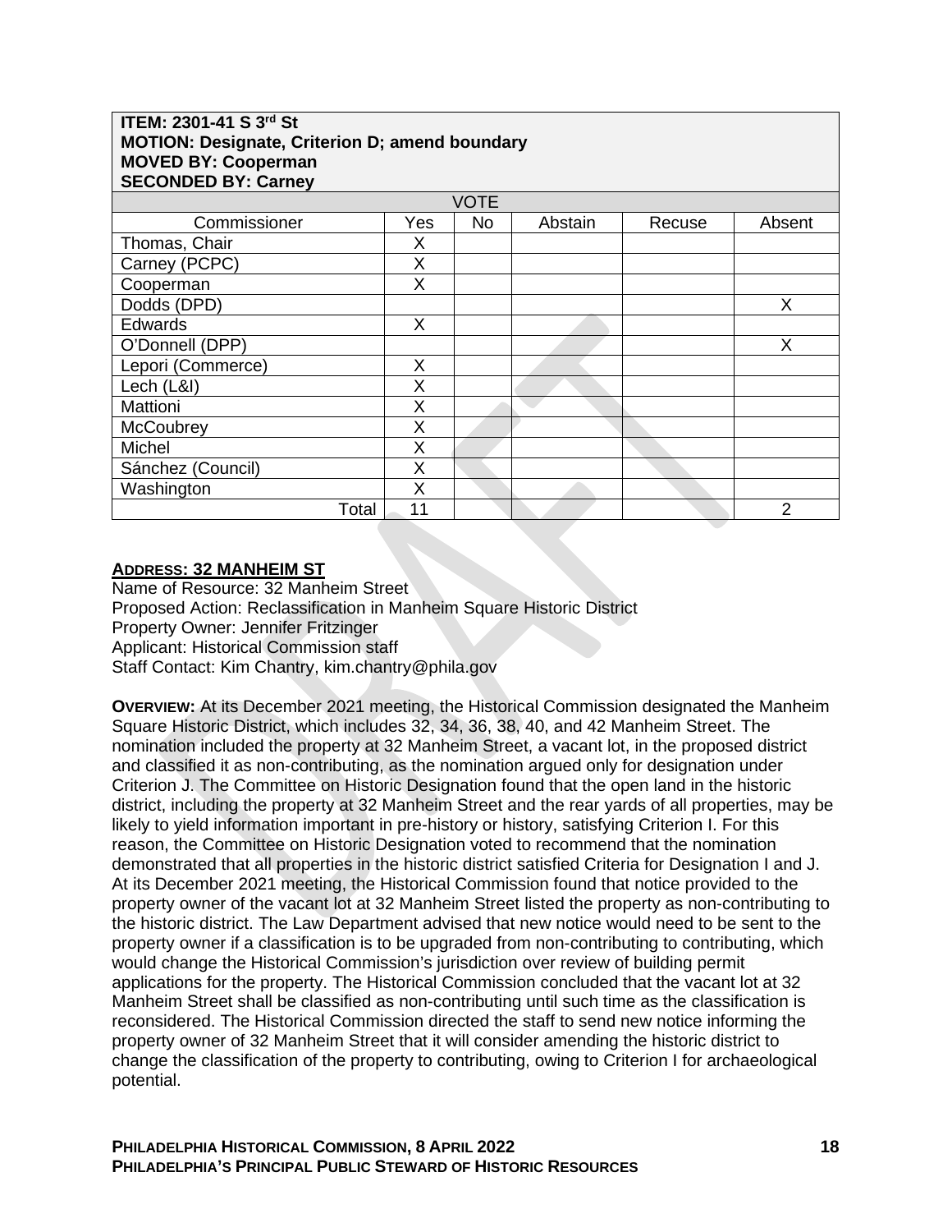**ITEM: 2301-41 S 3rd St**
**MOTION: Designate, Criterion D; amend boundary**
**MOVED BY: Cooperman**
**SECONDED BY: Carney**

| VOTE | | | | | |
|---|---|---|---|---|---|
| Commissioner | Yes | No | Abstain | Recuse | Absent |
| Thomas, Chair | X | | | | |
| Carney (PCPC) | X | | | | |
| Cooperman | X | | | | |
| Dodds (DPD) | | | | | X |
| Edwards | X | | | | |
| O'Donnell (DPP) | | | | | X |
| Lepori (Commerce) | X | | | | |
| Lech (L&I) | X | | | | |
| Mattioni | X | | | | |
| McCoubrey | X | | | | |
| Michel | X | | | | |
| Sánchez (Council) | X | | | | |
| Washington | X | | | | |
| Total | 11 | | | | 2 |

**ADDRESS: 32 MANHEIM ST**
Name of Resource: 32 Manheim Street
Proposed Action: Reclassification in Manheim Square Historic District
Property Owner: Jennifer Fritzinger
Applicant: Historical Commission staff
Staff Contact: Kim Chantry, kim.chantry@phila.gov

**OVERVIEW:** At its December 2021 meeting, the Historical Commission designated the Manheim Square Historic District, which includes 32, 34, 36, 38, 40, and 42 Manheim Street. The nomination included the property at 32 Manheim Street, a vacant lot, in the proposed district and classified it as non-contributing, as the nomination argued only for designation under Criterion J. The Committee on Historic Designation found that the open land in the historic district, including the property at 32 Manheim Street and the rear yards of all properties, may be likely to yield information important in pre-history or history, satisfying Criterion I. For this reason, the Committee on Historic Designation voted to recommend that the nomination demonstrated that all properties in the historic district satisfied Criteria for Designation I and J. At its December 2021 meeting, the Historical Commission found that notice provided to the property owner of the vacant lot at 32 Manheim Street listed the property as non-contributing to the historic district. The Law Department advised that new notice would need to be sent to the property owner if a classification is to be upgraded from non-contributing to contributing, which would change the Historical Commission's jurisdiction over review of building permit applications for the property. The Historical Commission concluded that the vacant lot at 32 Manheim Street shall be classified as non-contributing until such time as the classification is reconsidered. The Historical Commission directed the staff to send new notice informing the property owner of 32 Manheim Street that it will consider amending the historic district to change the classification of the property to contributing, owing to Criterion I for archaeological potential.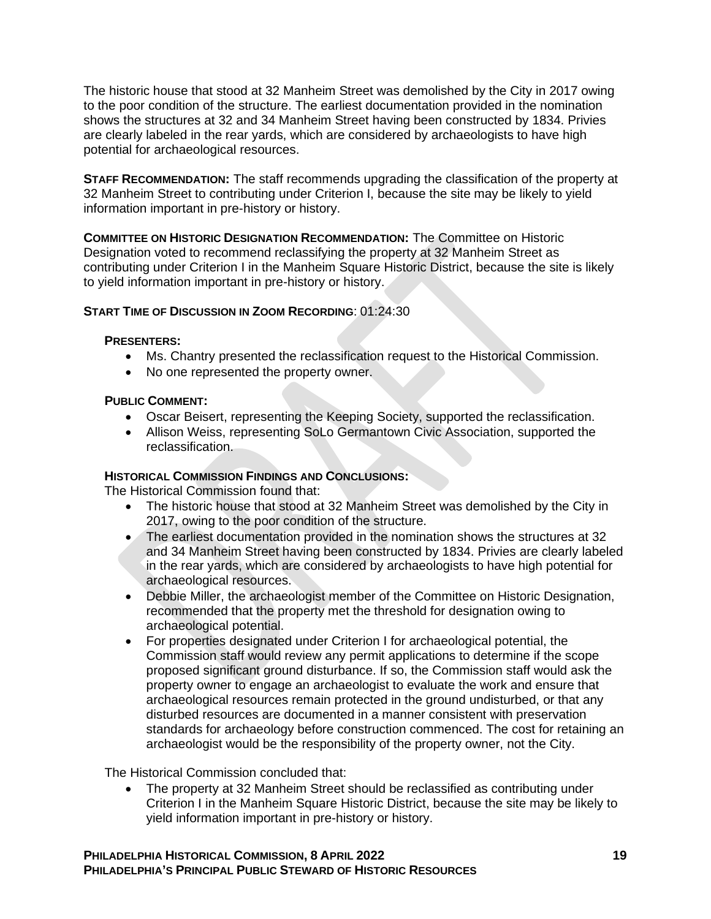The historic house that stood at 32 Manheim Street was demolished by the City in 2017 owing to the poor condition of the structure. The earliest documentation provided in the nomination shows the structures at 32 and 34 Manheim Street having been constructed by 1834. Privies are clearly labeled in the rear yards, which are considered by archaeologists to have high potential for archaeological resources.

**STAFF RECOMMENDATION:** The staff recommends upgrading the classification of the property at 32 Manheim Street to contributing under Criterion I, because the site may be likely to yield information important in pre-history or history.

**COMMITTEE ON HISTORIC DESIGNATION RECOMMENDATION:** The Committee on Historic Designation voted to recommend reclassifying the property at 32 Manheim Street as contributing under Criterion I in the Manheim Square Historic District, because the site is likely to yield information important in pre-history or history.

**START TIME OF DISCUSSION IN ZOOM RECORDING**: 01:24:30

**PRESENTERS:**

- Ms. Chantry presented the reclassification request to the Historical Commission.
- No one represented the property owner.

**PUBLIC COMMENT:**

- Oscar Beisert, representing the Keeping Society, supported the reclassification.
- Allison Weiss, representing SoLo Germantown Civic Association, supported the reclassification.

**HISTORICAL COMMISSION FINDINGS AND CONCLUSIONS:**

The Historical Commission found that:

- The historic house that stood at 32 Manheim Street was demolished by the City in 2017, owing to the poor condition of the structure.
- The earliest documentation provided in the nomination shows the structures at 32 and 34 Manheim Street having been constructed by 1834. Privies are clearly labeled in the rear yards, which are considered by archaeologists to have high potential for archaeological resources.
- Debbie Miller, the archaeologist member of the Committee on Historic Designation, recommended that the property met the threshold for designation owing to archaeological potential.
- For properties designated under Criterion I for archaeological potential, the Commission staff would review any permit applications to determine if the scope proposed significant ground disturbance. If so, the Commission staff would ask the property owner to engage an archaeologist to evaluate the work and ensure that archaeological resources remain protected in the ground undisturbed, or that any disturbed resources are documented in a manner consistent with preservation standards for archaeology before construction commenced. The cost for retaining an archaeologist would be the responsibility of the property owner, not the City.

The Historical Commission concluded that:

- The property at 32 Manheim Street should be reclassified as contributing under Criterion I in the Manheim Square Historic District, because the site may be likely to yield information important in pre-history or history.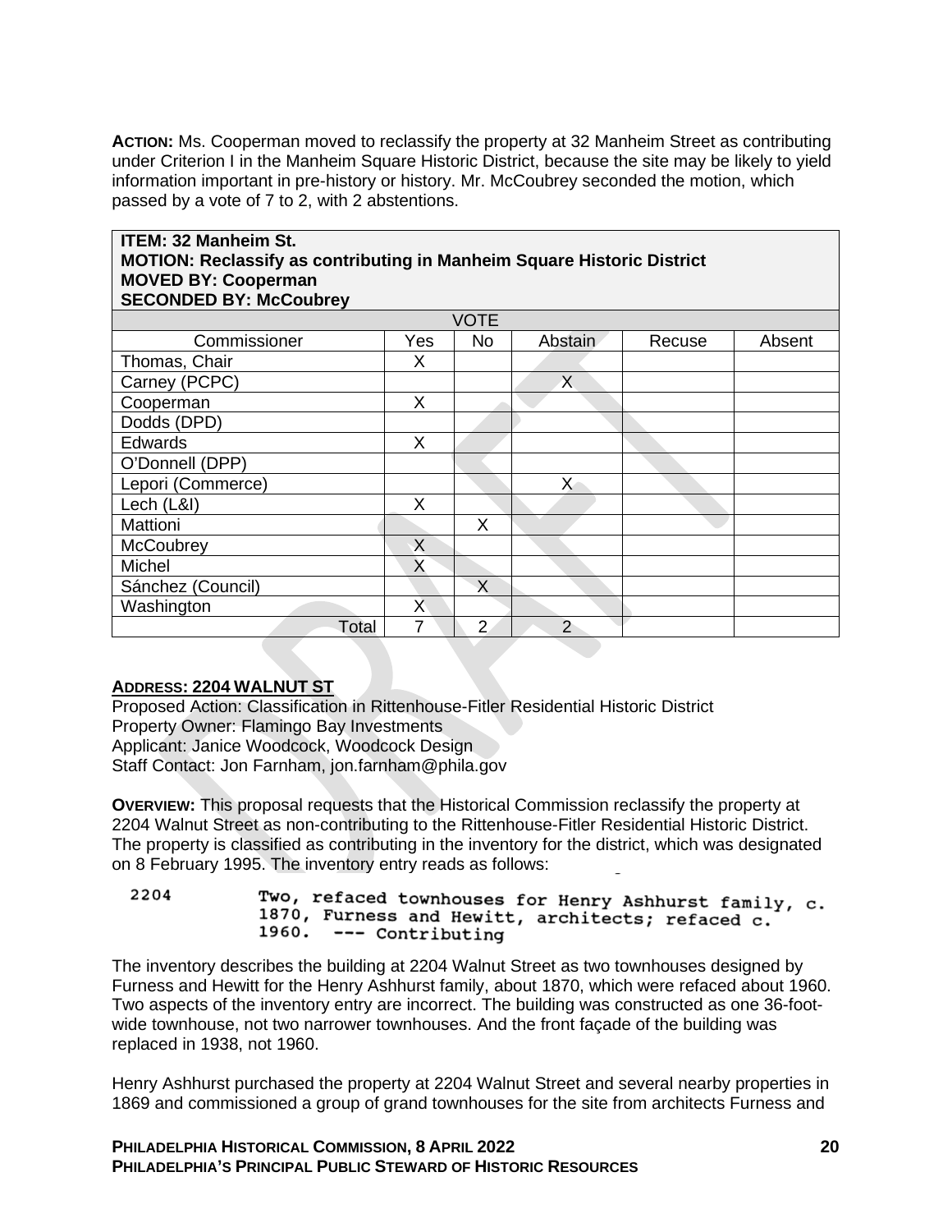**ACTION:** Ms. Cooperman moved to reclassify the property at 32 Manheim Street as contributing under Criterion I in the Manheim Square Historic District, because the site may be likely to yield information important in pre-history or history. Mr. McCoubrey seconded the motion, which passed by a vote of 7 to 2, with 2 abstentions.

| **ITEM: 32 Manheim St.**<br>**MOTION: Reclassify as contributing in Manheim Square Historic District**<br>**MOVED BY: Cooperman**<br>**SECONDED BY: McCoubrey** | | | | | |
|---|---|---|---|---|---|
| VOTE | | | | | |
| Commissioner | Yes | No | Abstain | Recuse | Absent |
| Thomas, Chair | X | | | | |
| Carney (PCPC) | | | X | | |
| Cooperman | X | | | | |
| Dodds (DPD) | | | | | |
| Edwards | X | | | | |
| O'Donnell (DPP) | | | | | |
| Lepori (Commerce) | | | X | | |
| Lech (L&I) | X | | | | |
| Mattioni | | X | | | |
| McCoubrey | X | | | | |
| Michel | X | | | | |
| Sánchez (Council) | | X | | | |
| Washington | X | | | | |
| Total | 7 | 2 | 2 | | |

**ADDRESS: 2204 WALNUT ST**

Proposed Action: Classification in Rittenhouse-Fitler Residential Historic District
Property Owner: Flamingo Bay Investments
Applicant: Janice Woodcock, Woodcock Design
Staff Contact: Jon Farnham, jon.farnham@phila.gov

**OVERVIEW:** This proposal requests that the Historical Commission reclassify the property at 2204 Walnut Street as non-contributing to the Rittenhouse-Fitler Residential Historic District. The property is classified as contributing in the inventory for the district, which was designated on 8 February 1995. The inventory entry reads as follows:

```
2204        Two, refaced townhouses for Henry Ashhurst family, c.
            1870, Furness and Hewitt, architects; refaced c.
            1960.  --- Contributing
```

The inventory describes the building at 2204 Walnut Street as two townhouses designed by Furness and Hewitt for the Henry Ashhurst family, about 1870, which were refaced about 1960. Two aspects of the inventory entry are incorrect. The building was constructed as one 36-foot-wide townhouse, not two narrower townhouses. And the front façade of the building was replaced in 1938, not 1960.

Henry Ashhurst purchased the property at 2204 Walnut Street and several nearby properties in 1869 and commissioned a group of grand townhouses for the site from architects Furness and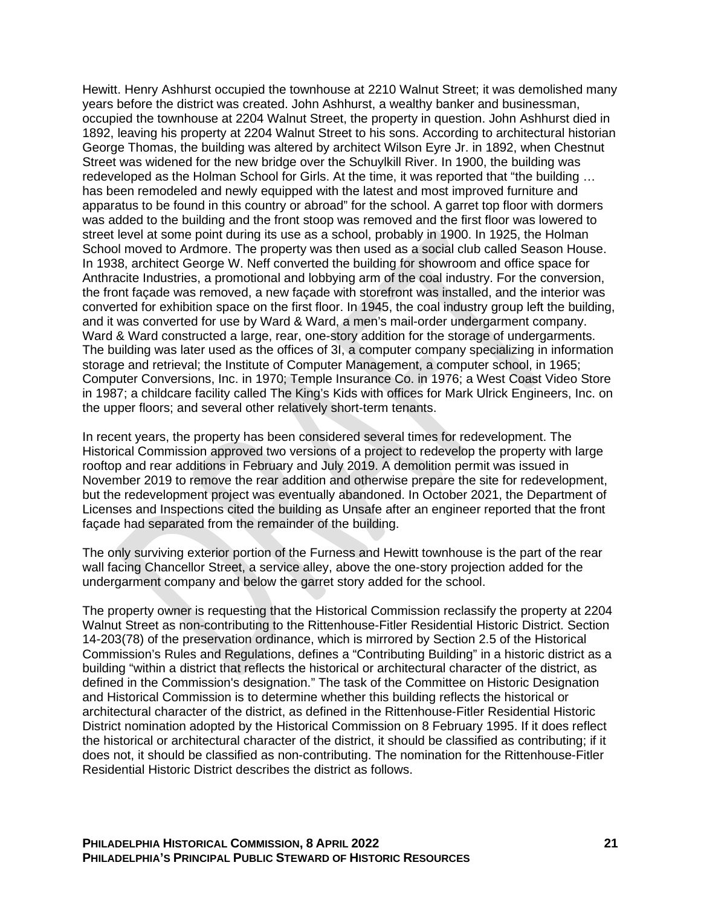Hewitt. Henry Ashhurst occupied the townhouse at 2210 Walnut Street; it was demolished many years before the district was created. John Ashhurst, a wealthy banker and businessman, occupied the townhouse at 2204 Walnut Street, the property in question. John Ashhurst died in 1892, leaving his property at 2204 Walnut Street to his sons. According to architectural historian George Thomas, the building was altered by architect Wilson Eyre Jr. in 1892, when Chestnut Street was widened for the new bridge over the Schuylkill River. In 1900, the building was redeveloped as the Holman School for Girls. At the time, it was reported that "the building … has been remodeled and newly equipped with the latest and most improved furniture and apparatus to be found in this country or abroad" for the school. A garret top floor with dormers was added to the building and the front stoop was removed and the first floor was lowered to street level at some point during its use as a school, probably in 1900. In 1925, the Holman School moved to Ardmore. The property was then used as a social club called Season House. In 1938, architect George W. Neff converted the building for showroom and office space for Anthracite Industries, a promotional and lobbying arm of the coal industry. For the conversion, the front façade was removed, a new façade with storefront was installed, and the interior was converted for exhibition space on the first floor. In 1945, the coal industry group left the building, and it was converted for use by Ward & Ward, a men's mail-order undergarment company. Ward & Ward constructed a large, rear, one-story addition for the storage of undergarments. The building was later used as the offices of 3I, a computer company specializing in information storage and retrieval; the Institute of Computer Management, a computer school, in 1965; Computer Conversions, Inc. in 1970; Temple Insurance Co. in 1976; a West Coast Video Store in 1987; a childcare facility called The King's Kids with offices for Mark Ulrick Engineers, Inc. on the upper floors; and several other relatively short-term tenants.

In recent years, the property has been considered several times for redevelopment. The Historical Commission approved two versions of a project to redevelop the property with large rooftop and rear additions in February and July 2019. A demolition permit was issued in November 2019 to remove the rear addition and otherwise prepare the site for redevelopment, but the redevelopment project was eventually abandoned. In October 2021, the Department of Licenses and Inspections cited the building as Unsafe after an engineer reported that the front façade had separated from the remainder of the building.

The only surviving exterior portion of the Furness and Hewitt townhouse is the part of the rear wall facing Chancellor Street, a service alley, above the one-story projection added for the undergarment company and below the garret story added for the school.

The property owner is requesting that the Historical Commission reclassify the property at 2204 Walnut Street as non-contributing to the Rittenhouse-Fitler Residential Historic District. Section 14-203(78) of the preservation ordinance, which is mirrored by Section 2.5 of the Historical Commission's Rules and Regulations, defines a "Contributing Building" in a historic district as a building "within a district that reflects the historical or architectural character of the district, as defined in the Commission's designation." The task of the Committee on Historic Designation and Historical Commission is to determine whether this building reflects the historical or architectural character of the district, as defined in the Rittenhouse-Fitler Residential Historic District nomination adopted by the Historical Commission on 8 February 1995. If it does reflect the historical or architectural character of the district, it should be classified as contributing; if it does not, it should be classified as non-contributing. The nomination for the Rittenhouse-Fitler Residential Historic District describes the district as follows.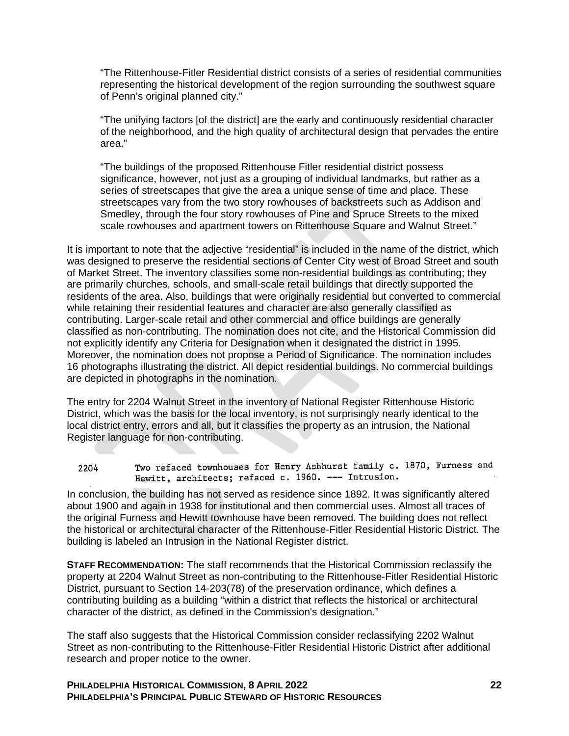> "The Rittenhouse-Fitler Residential district consists of a series of residential communities representing the historical development of the region surrounding the southwest square of Penn's original planned city."
>
> "The unifying factors [of the district] are the early and continuously residential character of the neighborhood, and the high quality of architectural design that pervades the entire area."
>
> "The buildings of the proposed Rittenhouse Fitler residential district possess significance, however, not just as a grouping of individual landmarks, but rather as a series of streetscapes that give the area a unique sense of time and place. These streetscapes vary from the two story rowhouses of backstreets such as Addison and Smedley, through the four story rowhouses of Pine and Spruce Streets to the mixed scale rowhouses and apartment towers on Rittenhouse Square and Walnut Street."

It is important to note that the adjective "residential" is included in the name of the district, which was designed to preserve the residential sections of Center City west of Broad Street and south of Market Street. The inventory classifies some non-residential buildings as contributing; they are primarily churches, schools, and small-scale retail buildings that directly supported the residents of the area. Also, buildings that were originally residential but converted to commercial while retaining their residential features and character are also generally classified as contributing. Larger-scale retail and other commercial and office buildings are generally classified as non-contributing. The nomination does not cite, and the Historical Commission did not explicitly identify any Criteria for Designation when it designated the district in 1995. Moreover, the nomination does not propose a Period of Significance. The nomination includes 16 photographs illustrating the district. All depict residential buildings. No commercial buildings are depicted in photographs in the nomination.

The entry for 2204 Walnut Street in the inventory of National Register Rittenhouse Historic District, which was the basis for the local inventory, is not surprisingly nearly identical to the local district entry, errors and all, but it classifies the property as an intrusion, the National Register language for non-contributing.

```
2204    Two refaced townhouses for Henry Ashhurst family c. 1870, Furness and
        Hewitt, architects; refaced c. 1960. --- Intrusion.
```

In conclusion, the building has not served as residence since 1892. It was significantly altered about 1900 and again in 1938 for institutional and then commercial uses. Almost all traces of the original Furness and Hewitt townhouse have been removed. The building does not reflect the historical or architectural character of the Rittenhouse-Fitler Residential Historic District. The building is labeled an Intrusion in the National Register district.

**STAFF RECOMMENDATION:** The staff recommends that the Historical Commission reclassify the property at 2204 Walnut Street as non-contributing to the Rittenhouse-Fitler Residential Historic District, pursuant to Section 14-203(78) of the preservation ordinance, which defines a contributing building as a building "within a district that reflects the historical or architectural character of the district, as defined in the Commission's designation."

The staff also suggests that the Historical Commission consider reclassifying 2202 Walnut Street as non-contributing to the Rittenhouse-Fitler Residential Historic District after additional research and proper notice to the owner.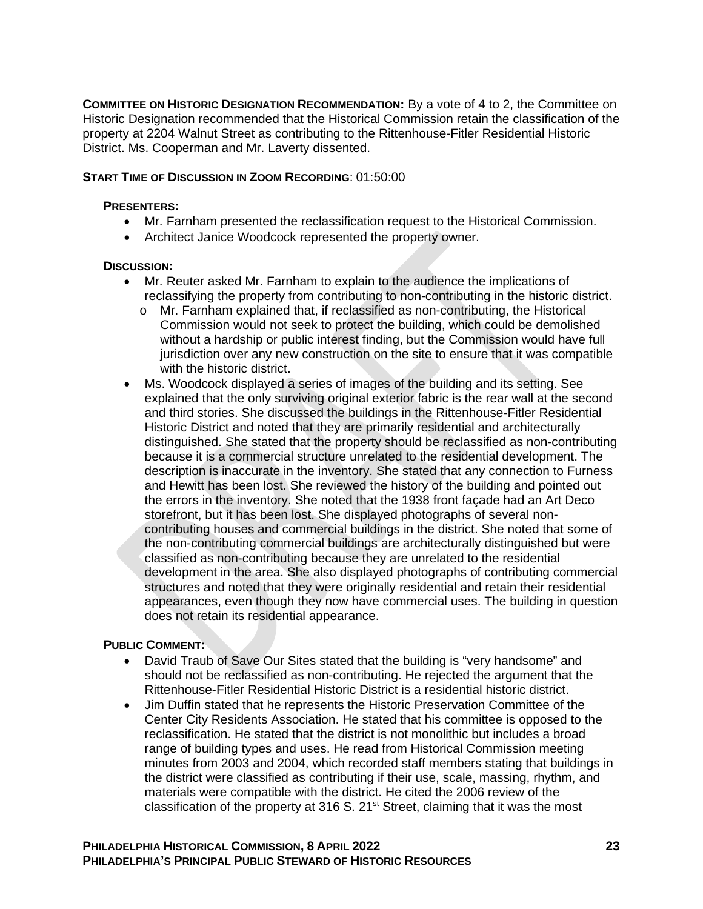**COMMITTEE ON HISTORIC DESIGNATION RECOMMENDATION:** By a vote of 4 to 2, the Committee on Historic Designation recommended that the Historical Commission retain the classification of the property at 2204 Walnut Street as contributing to the Rittenhouse-Fitler Residential Historic District. Ms. Cooperman and Mr. Laverty dissented.

**START TIME OF DISCUSSION IN ZOOM RECORDING**: 01:50:00

**PRESENTERS:**

- Mr. Farnham presented the reclassification request to the Historical Commission.
- Architect Janice Woodcock represented the property owner.

**DISCUSSION:**

- Mr. Reuter asked Mr. Farnham to explain to the audience the implications of reclassifying the property from contributing to non-contributing in the historic district.
  - o Mr. Farnham explained that, if reclassified as non-contributing, the Historical Commission would not seek to protect the building, which could be demolished without a hardship or public interest finding, but the Commission would have full jurisdiction over any new construction on the site to ensure that it was compatible with the historic district.
- Ms. Woodcock displayed a series of images of the building and its setting. See explained that the only surviving original exterior fabric is the rear wall at the second and third stories. She discussed the buildings in the Rittenhouse-Fitler Residential Historic District and noted that they are primarily residential and architecturally distinguished. She stated that the property should be reclassified as non-contributing because it is a commercial structure unrelated to the residential development. The description is inaccurate in the inventory. She stated that any connection to Furness and Hewitt has been lost. She reviewed the history of the building and pointed out the errors in the inventory. She noted that the 1938 front façade had an Art Deco storefront, but it has been lost. She displayed photographs of several non-contributing houses and commercial buildings in the district. She noted that some of the non-contributing commercial buildings are architecturally distinguished but were classified as non-contributing because they are unrelated to the residential development in the area. She also displayed photographs of contributing commercial structures and noted that they were originally residential and retain their residential appearances, even though they now have commercial uses. The building in question does not retain its residential appearance.

**PUBLIC COMMENT:**

- David Traub of Save Our Sites stated that the building is "very handsome" and should not be reclassified as non-contributing. He rejected the argument that the Rittenhouse-Fitler Residential Historic District is a residential historic district.
- Jim Duffin stated that he represents the Historic Preservation Committee of the Center City Residents Association. He stated that his committee is opposed to the reclassification. He stated that the district is not monolithic but includes a broad range of building types and uses. He read from Historical Commission meeting minutes from 2003 and 2004, which recorded staff members stating that buildings in the district were classified as contributing if their use, scale, massing, rhythm, and materials were compatible with the district. He cited the 2006 review of the classification of the property at 316 S. 21st Street, claiming that it was the most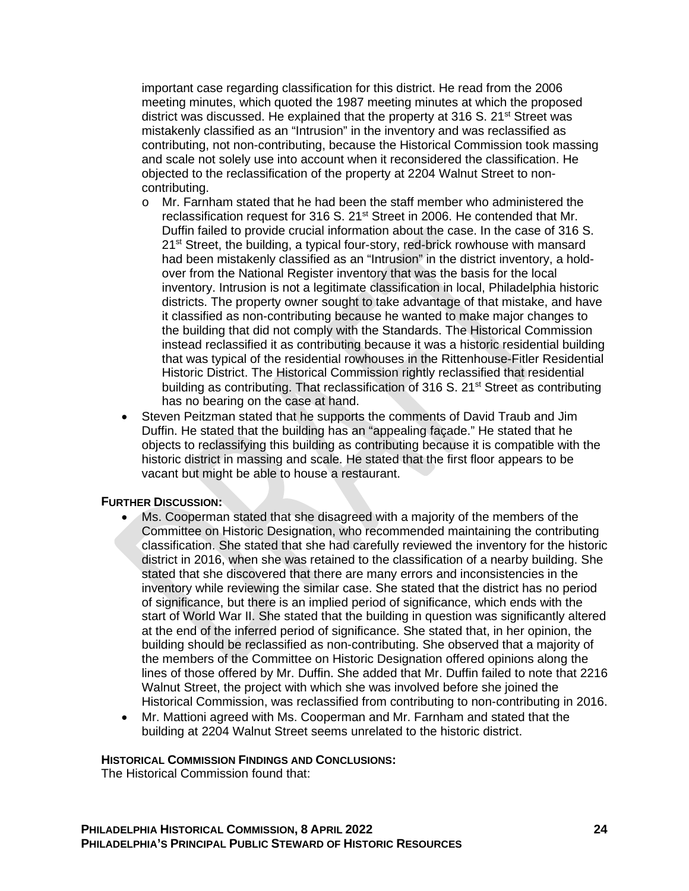important case regarding classification for this district. He read from the 2006 meeting minutes, which quoted the 1987 meeting minutes at which the proposed district was discussed. He explained that the property at 316 S. 21st Street was mistakenly classified as an "Intrusion" in the inventory and was reclassified as contributing, not non-contributing, because the Historical Commission took massing and scale not solely use into account when it reconsidered the classification. He objected to the reclassification of the property at 2204 Walnut Street to non-contributing.

  - Mr. Farnham stated that he had been the staff member who administered the reclassification request for 316 S. 21st Street in 2006. He contended that Mr. Duffin failed to provide crucial information about the case. In the case of 316 S. 21st Street, the building, a typical four-story, red-brick rowhouse with mansard had been mistakenly classified as an "Intrusion" in the district inventory, a hold-over from the National Register inventory that was the basis for the local inventory. Intrusion is not a legitimate classification in local, Philadelphia historic districts. The property owner sought to take advantage of that mistake, and have it classified as non-contributing because he wanted to make major changes to the building that did not comply with the Standards. The Historical Commission instead reclassified it as contributing because it was a historic residential building that was typical of the residential rowhouses in the Rittenhouse-Fitler Residential Historic District. The Historical Commission rightly reclassified that residential building as contributing. That reclassification of 316 S. 21st Street as contributing has no bearing on the case at hand.

- Steven Peitzman stated that he supports the comments of David Traub and Jim Duffin. He stated that the building has an "appealing façade." He stated that he objects to reclassifying this building as contributing because it is compatible with the historic district in massing and scale. He stated that the first floor appears to be vacant but might be able to house a restaurant.

**FURTHER DISCUSSION:**

- Ms. Cooperman stated that she disagreed with a majority of the members of the Committee on Historic Designation, who recommended maintaining the contributing classification. She stated that she had carefully reviewed the inventory for the historic district in 2016, when she was retained to the classification of a nearby building. She stated that she discovered that there are many errors and inconsistencies in the inventory while reviewing the similar case. She stated that the district has no period of significance, but there is an implied period of significance, which ends with the start of World War II. She stated that the building in question was significantly altered at the end of the inferred period of significance. She stated that, in her opinion, the building should be reclassified as non-contributing. She observed that a majority of the members of the Committee on Historic Designation offered opinions along the lines of those offered by Mr. Duffin. She added that Mr. Duffin failed to note that 2216 Walnut Street, the project with which she was involved before she joined the Historical Commission, was reclassified from contributing to non-contributing in 2016.
- Mr. Mattioni agreed with Ms. Cooperman and Mr. Farnham and stated that the building at 2204 Walnut Street seems unrelated to the historic district.

**HISTORICAL COMMISSION FINDINGS AND CONCLUSIONS:**

The Historical Commission found that: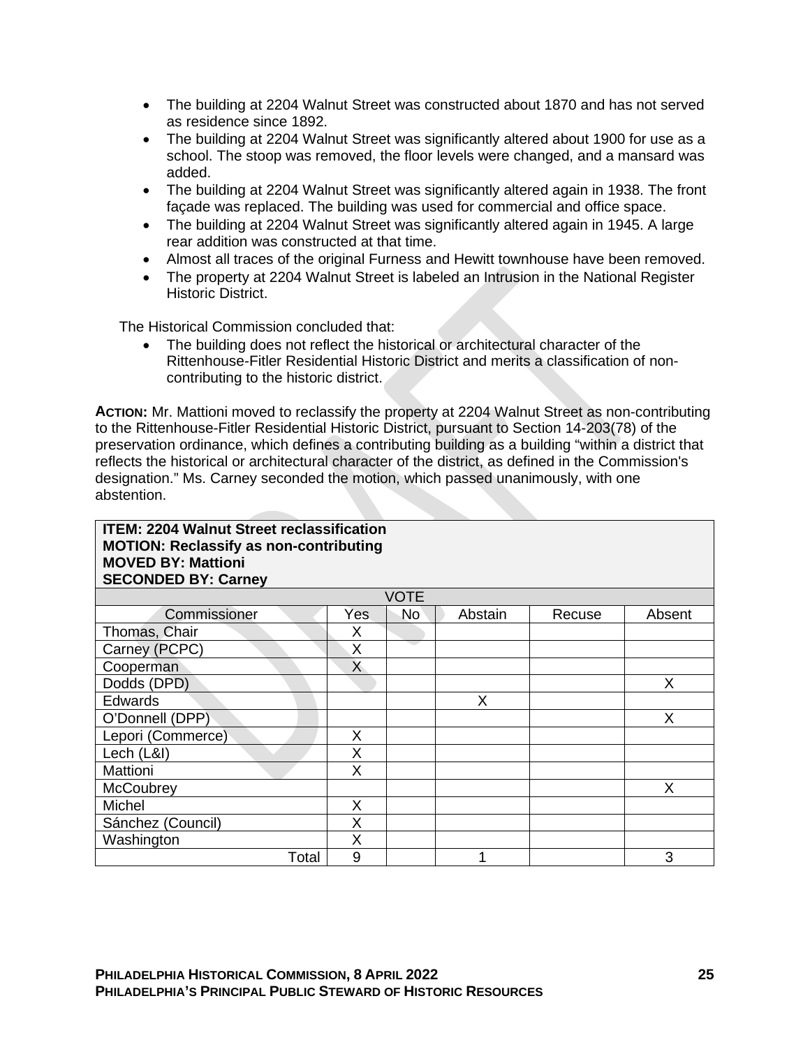- The building at 2204 Walnut Street was constructed about 1870 and has not served as residence since 1892.
- The building at 2204 Walnut Street was significantly altered about 1900 for use as a school. The stoop was removed, the floor levels were changed, and a mansard was added.
- The building at 2204 Walnut Street was significantly altered again in 1938. The front façade was replaced. The building was used for commercial and office space.
- The building at 2204 Walnut Street was significantly altered again in 1945. A large rear addition was constructed at that time.
- Almost all traces of the original Furness and Hewitt townhouse have been removed.
- The property at 2204 Walnut Street is labeled an Intrusion in the National Register Historic District.

The Historical Commission concluded that:

- The building does not reflect the historical or architectural character of the Rittenhouse-Fitler Residential Historic District and merits a classification of non-contributing to the historic district.

**ACTION:** Mr. Mattioni moved to reclassify the property at 2204 Walnut Street as non-contributing to the Rittenhouse-Fitler Residential Historic District, pursuant to Section 14-203(78) of the preservation ordinance, which defines a contributing building as a building "within a district that reflects the historical or architectural character of the district, as defined in the Commission's designation." Ms. Carney seconded the motion, which passed unanimously, with one abstention.

**ITEM: 2204 Walnut Street reclassification**
**MOTION: Reclassify as non-contributing**
**MOVED BY: Mattioni**
**SECONDED BY: Carney**

| VOTE | | | | | |
|---|---|---|---|---|---|
| Commissioner | Yes | No | Abstain | Recuse | Absent |
| Thomas, Chair | X | | | | |
| Carney (PCPC) | X | | | | |
| Cooperman | X | | | | |
| Dodds (DPD) | | | | | X |
| Edwards | | | X | | |
| O'Donnell (DPP) | | | | | X |
| Lepori (Commerce) | X | | | | |
| Lech (L&I) | X | | | | |
| Mattioni | X | | | | |
| McCoubrey | | | | | X |
| Michel | X | | | | |
| Sánchez (Council) | X | | | | |
| Washington | X | | | | |
| Total | 9 | | 1 | | 3 |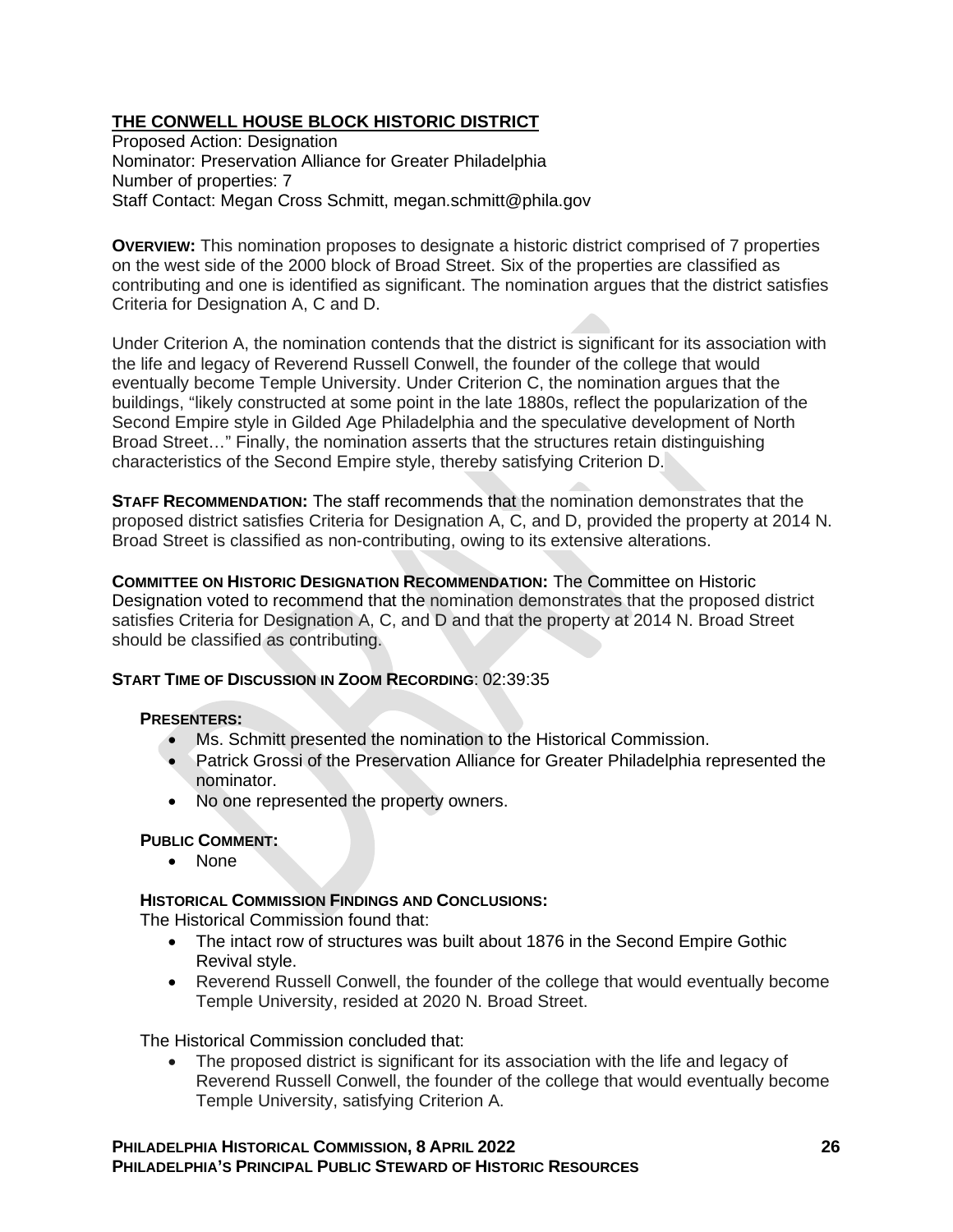## THE CONWELL HOUSE BLOCK HISTORIC DISTRICT

Proposed Action: Designation
Nominator: Preservation Alliance for Greater Philadelphia
Number of properties: 7
Staff Contact: Megan Cross Schmitt, megan.schmitt@phila.gov

**OVERVIEW:** This nomination proposes to designate a historic district comprised of 7 properties on the west side of the 2000 block of Broad Street. Six of the properties are classified as contributing and one is identified as significant. The nomination argues that the district satisfies Criteria for Designation A, C and D.

Under Criterion A, the nomination contends that the district is significant for its association with the life and legacy of Reverend Russell Conwell, the founder of the college that would eventually become Temple University. Under Criterion C, the nomination argues that the buildings, "likely constructed at some point in the late 1880s, reflect the popularization of the Second Empire style in Gilded Age Philadelphia and the speculative development of North Broad Street…" Finally, the nomination asserts that the structures retain distinguishing characteristics of the Second Empire style, thereby satisfying Criterion D.

**STAFF RECOMMENDATION:** The staff recommends that the nomination demonstrates that the proposed district satisfies Criteria for Designation A, C, and D, provided the property at 2014 N. Broad Street is classified as non-contributing, owing to its extensive alterations.

**COMMITTEE ON HISTORIC DESIGNATION RECOMMENDATION:** The Committee on Historic Designation voted to recommend that the nomination demonstrates that the proposed district satisfies Criteria for Designation A, C, and D and that the property at 2014 N. Broad Street should be classified as contributing.

**START TIME OF DISCUSSION IN ZOOM RECORDING**: 02:39:35

**PRESENTERS:**

- Ms. Schmitt presented the nomination to the Historical Commission.
- Patrick Grossi of the Preservation Alliance for Greater Philadelphia represented the nominator.
- No one represented the property owners.

**PUBLIC COMMENT:**

- None

**HISTORICAL COMMISSION FINDINGS AND CONCLUSIONS:**

The Historical Commission found that:

- The intact row of structures was built about 1876 in the Second Empire Gothic Revival style.
- Reverend Russell Conwell, the founder of the college that would eventually become Temple University, resided at 2020 N. Broad Street.

The Historical Commission concluded that:

- The proposed district is significant for its association with the life and legacy of Reverend Russell Conwell, the founder of the college that would eventually become Temple University, satisfying Criterion A.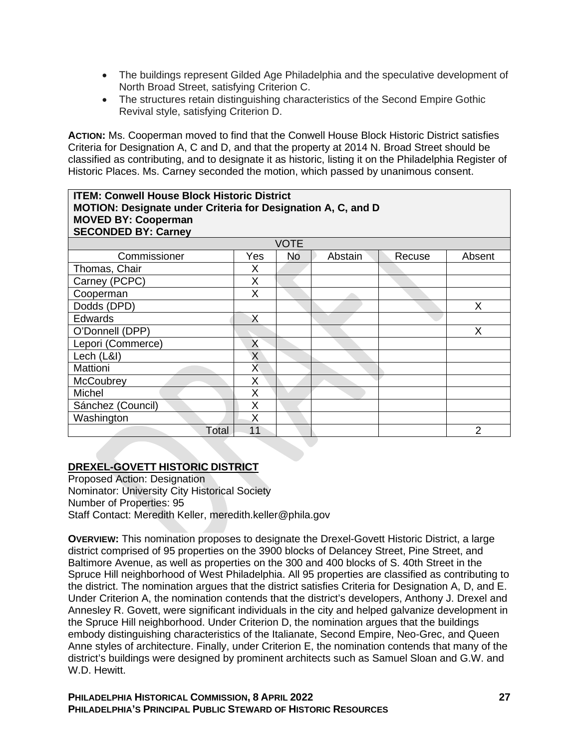- The buildings represent Gilded Age Philadelphia and the speculative development of North Broad Street, satisfying Criterion C.
- The structures retain distinguishing characteristics of the Second Empire Gothic Revival style, satisfying Criterion D.

**ACTION:** Ms. Cooperman moved to find that the Conwell House Block Historic District satisfies Criteria for Designation A, C and D, and that the property at 2014 N. Broad Street should be classified as contributing, and to designate it as historic, listing it on the Philadelphia Register of Historic Places. Ms. Carney seconded the motion, which passed by unanimous consent.

| **ITEM: Conwell House Block Historic District**<br>**MOTION: Designate under Criteria for Designation A, C, and D**<br>**MOVED BY: Cooperman**<br>**SECONDED BY: Carney** | | | | | |
|---|---|---|---|---|---|
| VOTE | | | | | |
| Commissioner | Yes | No | Abstain | Recuse | Absent |
| Thomas, Chair | X | | | | |
| Carney (PCPC) | X | | | | |
| Cooperman | X | | | | |
| Dodds (DPD) | | | | | X |
| Edwards | X | | | | |
| O'Donnell (DPP) | | | | | X |
| Lepori (Commerce) | X | | | | |
| Lech (L&I) | X | | | | |
| Mattioni | X | | | | |
| McCoubrey | X | | | | |
| Michel | X | | | | |
| Sánchez (Council) | X | | | | |
| Washington | X | | | | |
| Total | 11 | | | | 2 |

## DREXEL-GOVETT HISTORIC DISTRICT

Proposed Action: Designation
Nominator: University City Historical Society
Number of Properties: 95
Staff Contact: Meredith Keller, meredith.keller@phila.gov

**OVERVIEW:** This nomination proposes to designate the Drexel-Govett Historic District, a large district comprised of 95 properties on the 3900 blocks of Delancey Street, Pine Street, and Baltimore Avenue, as well as properties on the 300 and 400 blocks of S. 40th Street in the Spruce Hill neighborhood of West Philadelphia. All 95 properties are classified as contributing to the district. The nomination argues that the district satisfies Criteria for Designation A, D, and E. Under Criterion A, the nomination contends that the district's developers, Anthony J. Drexel and Annesley R. Govett, were significant individuals in the city and helped galvanize development in the Spruce Hill neighborhood. Under Criterion D, the nomination argues that the buildings embody distinguishing characteristics of the Italianate, Second Empire, Neo-Grec, and Queen Anne styles of architecture. Finally, under Criterion E, the nomination contends that many of the district's buildings were designed by prominent architects such as Samuel Sloan and G.W. and W.D. Hewitt.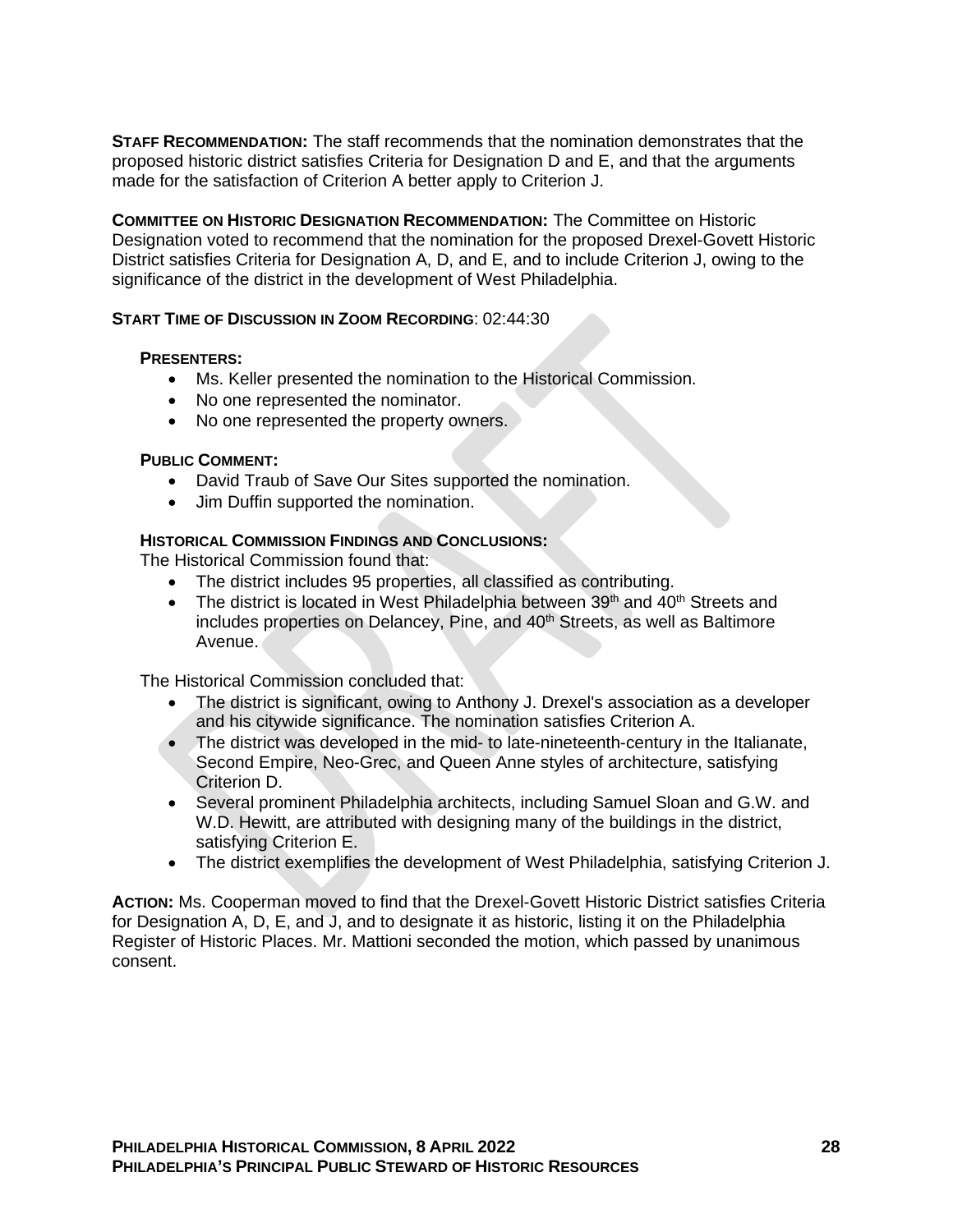**STAFF RECOMMENDATION:** The staff recommends that the nomination demonstrates that the proposed historic district satisfies Criteria for Designation D and E, and that the arguments made for the satisfaction of Criterion A better apply to Criterion J.

**COMMITTEE ON HISTORIC DESIGNATION RECOMMENDATION:** The Committee on Historic Designation voted to recommend that the nomination for the proposed Drexel-Govett Historic District satisfies Criteria for Designation A, D, and E, and to include Criterion J, owing to the significance of the district in the development of West Philadelphia.

**START TIME OF DISCUSSION IN ZOOM RECORDING**: 02:44:30

**PRESENTERS:**

- Ms. Keller presented the nomination to the Historical Commission.
- No one represented the nominator.
- No one represented the property owners.

**PUBLIC COMMENT:**

- David Traub of Save Our Sites supported the nomination.
- Jim Duffin supported the nomination.

**HISTORICAL COMMISSION FINDINGS AND CONCLUSIONS:**

The Historical Commission found that:

- The district includes 95 properties, all classified as contributing.
- The district is located in West Philadelphia between 39th and 40th Streets and includes properties on Delancey, Pine, and 40th Streets, as well as Baltimore Avenue.

The Historical Commission concluded that:

- The district is significant, owing to Anthony J. Drexel's association as a developer and his citywide significance. The nomination satisfies Criterion A.
- The district was developed in the mid- to late-nineteenth-century in the Italianate, Second Empire, Neo-Grec, and Queen Anne styles of architecture, satisfying Criterion D.
- Several prominent Philadelphia architects, including Samuel Sloan and G.W. and W.D. Hewitt, are attributed with designing many of the buildings in the district, satisfying Criterion E.
- The district exemplifies the development of West Philadelphia, satisfying Criterion J.

**ACTION:** Ms. Cooperman moved to find that the Drexel-Govett Historic District satisfies Criteria for Designation A, D, E, and J, and to designate it as historic, listing it on the Philadelphia Register of Historic Places. Mr. Mattioni seconded the motion, which passed by unanimous consent.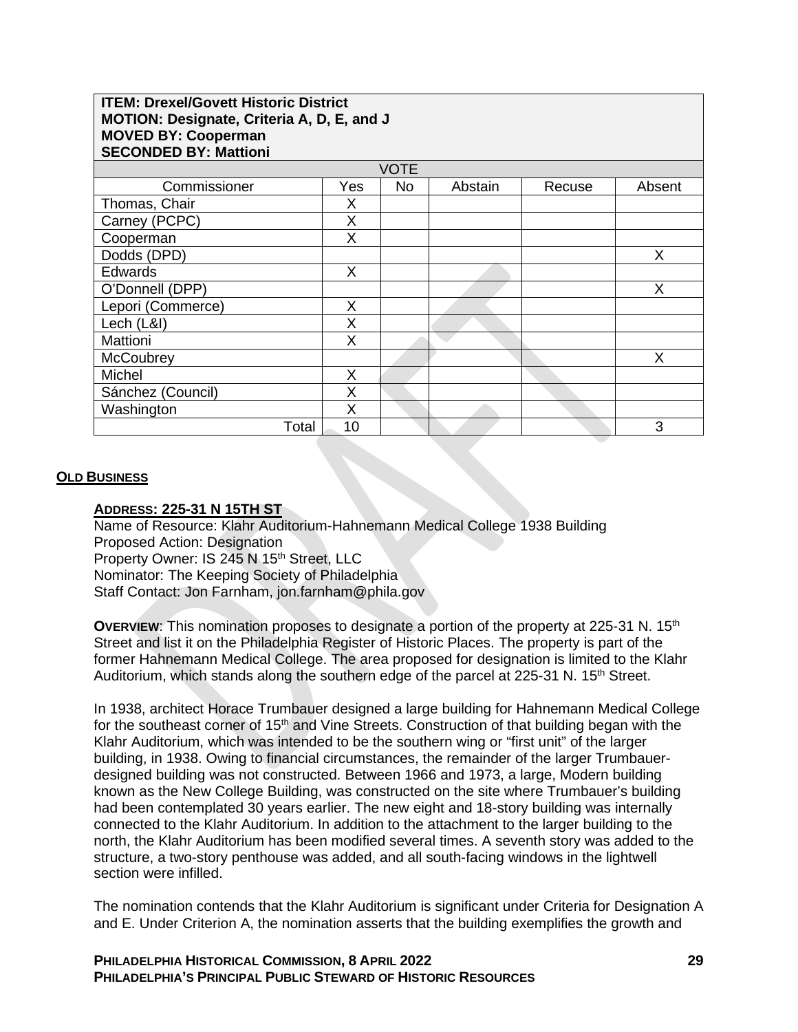| **ITEM: Drexel/Govett Historic District**<br>**MOTION: Designate, Criteria A, D, E, and J**<br>**MOVED BY: Cooperman**<br>**SECONDED BY: Mattioni** | | | | | |
|---|---|---|---|---|---|
| VOTE | | | | | |
| Commissioner | Yes | No | Abstain | Recuse | Absent |
| Thomas, Chair | X | | | | |
| Carney (PCPC) | X | | | | |
| Cooperman | X | | | | |
| Dodds (DPD) | | | | | X |
| Edwards | X | | | | |
| O'Donnell (DPP) | | | | | X |
| Lepori (Commerce) | X | | | | |
| Lech (L&I) | X | | | | |
| Mattioni | X | | | | |
| McCoubrey | | | | | X |
| Michel | X | | | | |
| Sánchez (Council) | X | | | | |
| Washington | X | | | | |
| Total | 10 | | | | 3 |

## OLD BUSINESS

### ADDRESS: 225-31 N 15TH ST

Name of Resource: Klahr Auditorium-Hahnemann Medical College 1938 Building
Proposed Action: Designation
Property Owner: IS 245 N 15th Street, LLC
Nominator: The Keeping Society of Philadelphia
Staff Contact: Jon Farnham, jon.farnham@phila.gov

**OVERVIEW**: This nomination proposes to designate a portion of the property at 225-31 N. 15th Street and list it on the Philadelphia Register of Historic Places. The property is part of the former Hahnemann Medical College. The area proposed for designation is limited to the Klahr Auditorium, which stands along the southern edge of the parcel at 225-31 N. 15th Street.

In 1938, architect Horace Trumbauer designed a large building for Hahnemann Medical College for the southeast corner of 15th and Vine Streets. Construction of that building began with the Klahr Auditorium, which was intended to be the southern wing or "first unit" of the larger building, in 1938. Owing to financial circumstances, the remainder of the larger Trumbauer-designed building was not constructed. Between 1966 and 1973, a large, Modern building known as the New College Building, was constructed on the site where Trumbauer's building had been contemplated 30 years earlier. The new eight and 18-story building was internally connected to the Klahr Auditorium. In addition to the attachment to the larger building to the north, the Klahr Auditorium has been modified several times. A seventh story was added to the structure, a two-story penthouse was added, and all south-facing windows in the lightwell section were infilled.

The nomination contends that the Klahr Auditorium is significant under Criteria for Designation A and E. Under Criterion A, the nomination asserts that the building exemplifies the growth and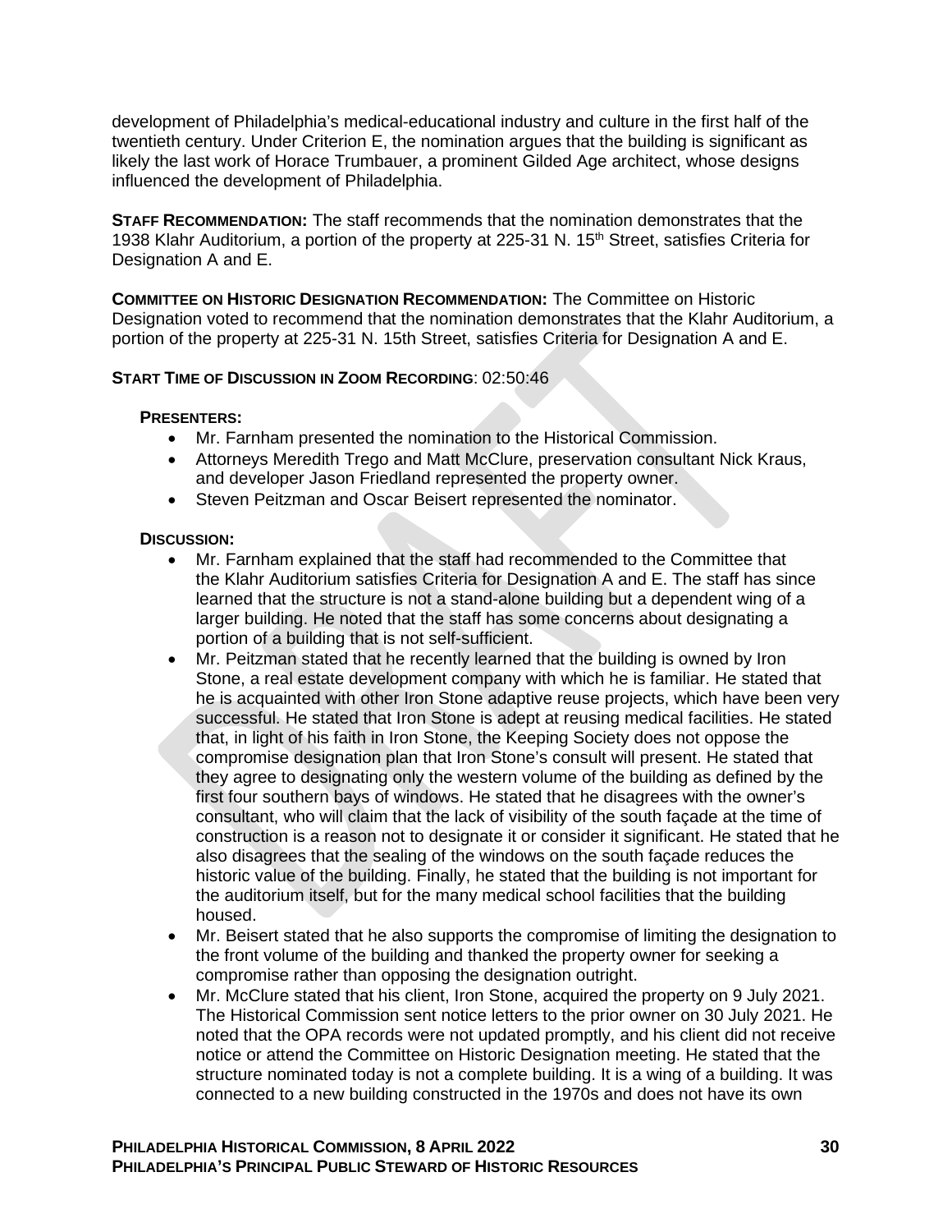development of Philadelphia's medical-educational industry and culture in the first half of the twentieth century. Under Criterion E, the nomination argues that the building is significant as likely the last work of Horace Trumbauer, a prominent Gilded Age architect, whose designs influenced the development of Philadelphia.

**STAFF RECOMMENDATION:** The staff recommends that the nomination demonstrates that the 1938 Klahr Auditorium, a portion of the property at 225-31 N. 15th Street, satisfies Criteria for Designation A and E.

**COMMITTEE ON HISTORIC DESIGNATION RECOMMENDATION:** The Committee on Historic Designation voted to recommend that the nomination demonstrates that the Klahr Auditorium, a portion of the property at 225-31 N. 15th Street, satisfies Criteria for Designation A and E.

**START TIME OF DISCUSSION IN ZOOM RECORDING**: 02:50:46

**PRESENTERS:**

- Mr. Farnham presented the nomination to the Historical Commission.
- Attorneys Meredith Trego and Matt McClure, preservation consultant Nick Kraus, and developer Jason Friedland represented the property owner.
- Steven Peitzman and Oscar Beisert represented the nominator.

**DISCUSSION:**

- Mr. Farnham explained that the staff had recommended to the Committee that the Klahr Auditorium satisfies Criteria for Designation A and E. The staff has since learned that the structure is not a stand-alone building but a dependent wing of a larger building. He noted that the staff has some concerns about designating a portion of a building that is not self-sufficient.
- Mr. Peitzman stated that he recently learned that the building is owned by Iron Stone, a real estate development company with which he is familiar. He stated that he is acquainted with other Iron Stone adaptive reuse projects, which have been very successful. He stated that Iron Stone is adept at reusing medical facilities. He stated that, in light of his faith in Iron Stone, the Keeping Society does not oppose the compromise designation plan that Iron Stone's consult will present. He stated that they agree to designating only the western volume of the building as defined by the first four southern bays of windows. He stated that he disagrees with the owner's consultant, who will claim that the lack of visibility of the south façade at the time of construction is a reason not to designate it or consider it significant. He stated that he also disagrees that the sealing of the windows on the south façade reduces the historic value of the building. Finally, he stated that the building is not important for the auditorium itself, but for the many medical school facilities that the building housed.
- Mr. Beisert stated that he also supports the compromise of limiting the designation to the front volume of the building and thanked the property owner for seeking a compromise rather than opposing the designation outright.
- Mr. McClure stated that his client, Iron Stone, acquired the property on 9 July 2021. The Historical Commission sent notice letters to the prior owner on 30 July 2021. He noted that the OPA records were not updated promptly, and his client did not receive notice or attend the Committee on Historic Designation meeting. He stated that the structure nominated today is not a complete building. It is a wing of a building. It was connected to a new building constructed in the 1970s and does not have its own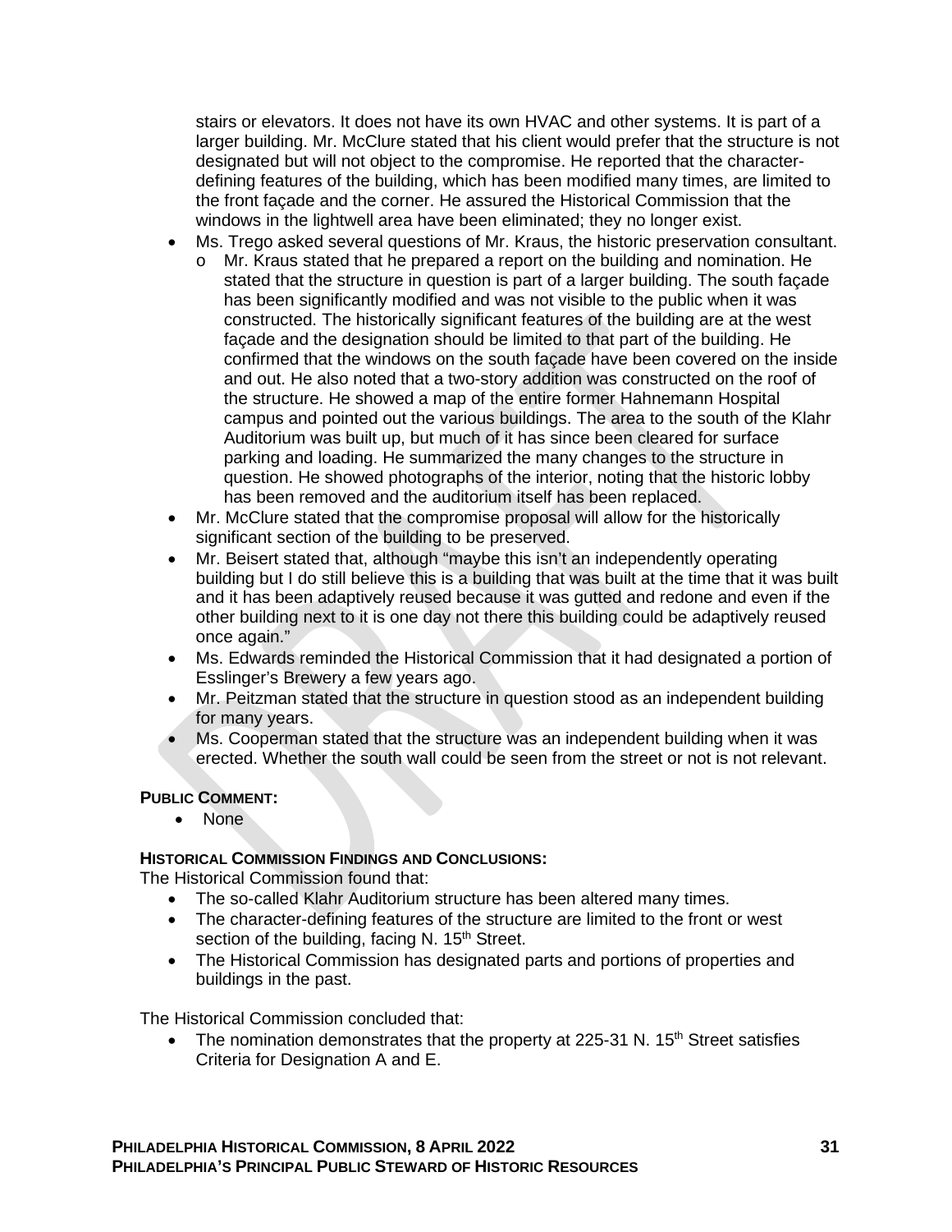stairs or elevators. It does not have its own HVAC and other systems. It is part of a larger building. Mr. McClure stated that his client would prefer that the structure is not designated but will not object to the compromise. He reported that the character-defining features of the building, which has been modified many times, are limited to the front façade and the corner. He assured the Historical Commission that the windows in the lightwell area have been eliminated; they no longer exist.

- Ms. Trego asked several questions of Mr. Kraus, the historic preservation consultant.
  - Mr. Kraus stated that he prepared a report on the building and nomination. He stated that the structure in question is part of a larger building. The south façade has been significantly modified and was not visible to the public when it was constructed. The historically significant features of the building are at the west façade and the designation should be limited to that part of the building. He confirmed that the windows on the south façade have been covered on the inside and out. He also noted that a two-story addition was constructed on the roof of the structure. He showed a map of the entire former Hahnemann Hospital campus and pointed out the various buildings. The area to the south of the Klahr Auditorium was built up, but much of it has since been cleared for surface parking and loading. He summarized the many changes to the structure in question. He showed photographs of the interior, noting that the historic lobby has been removed and the auditorium itself has been replaced.
- Mr. McClure stated that the compromise proposal will allow for the historically significant section of the building to be preserved.
- Mr. Beisert stated that, although "maybe this isn't an independently operating building but I do still believe this is a building that was built at the time that it was built and it has been adaptively reused because it was gutted and redone and even if the other building next to it is one day not there this building could be adaptively reused once again."
- Ms. Edwards reminded the Historical Commission that it had designated a portion of Esslinger's Brewery a few years ago.
- Mr. Peitzman stated that the structure in question stood as an independent building for many years.
- Ms. Cooperman stated that the structure was an independent building when it was erected. Whether the south wall could be seen from the street or not is not relevant.

**PUBLIC COMMENT:**

- None

**HISTORICAL COMMISSION FINDINGS AND CONCLUSIONS:**

The Historical Commission found that:

- The so-called Klahr Auditorium structure has been altered many times.
- The character-defining features of the structure are limited to the front or west section of the building, facing N. 15th Street.
- The Historical Commission has designated parts and portions of properties and buildings in the past.

The Historical Commission concluded that:

- The nomination demonstrates that the property at 225-31 N. 15th Street satisfies Criteria for Designation A and E.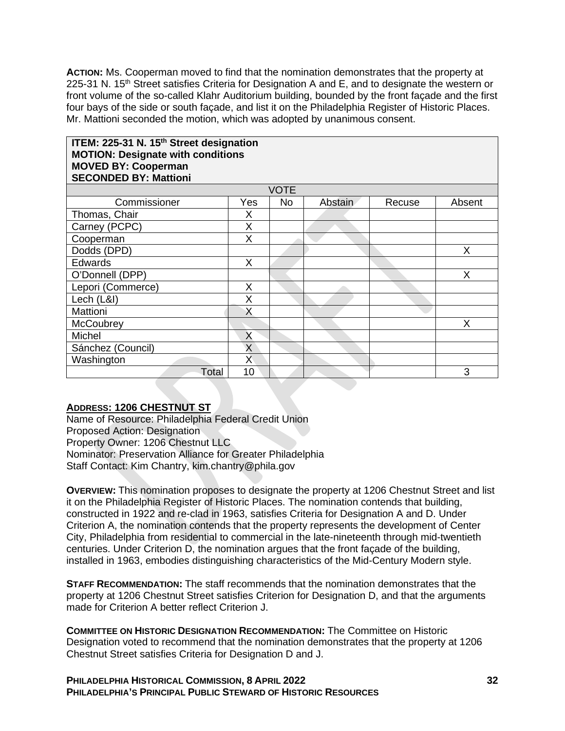**ACTION:** Ms. Cooperman moved to find that the nomination demonstrates that the property at 225-31 N. 15th Street satisfies Criteria for Designation A and E, and to designate the western or front volume of the so-called Klahr Auditorium building, bounded by the front façade and the first four bays of the side or south façade, and list it on the Philadelphia Register of Historic Places. Mr. Mattioni seconded the motion, which was adopted by unanimous consent.

| **ITEM: 225-31 N. 15th Street designation**<br>**MOTION: Designate with conditions**<br>**MOVED BY: Cooperman**<br>**SECONDED BY: Mattioni** | | | | | |
|---|---|---|---|---|---|
| VOTE | | | | | |
| Commissioner | Yes | No | Abstain | Recuse | Absent |
| Thomas, Chair | X | | | | |
| Carney (PCPC) | X | | | | |
| Cooperman | X | | | | |
| Dodds (DPD) | | | | | X |
| Edwards | X | | | | |
| O'Donnell (DPP) | | | | | X |
| Lepori (Commerce) | X | | | | |
| Lech (L&I) | X | | | | |
| Mattioni | X | | | | |
| McCoubrey | | | | | X |
| Michel | X | | | | |
| Sánchez (Council) | X | | | | |
| Washington | X | | | | |
| Total | 10 | | | | 3 |

**ADDRESS: 1206 CHESTNUT ST**

Name of Resource: Philadelphia Federal Credit Union
Proposed Action: Designation
Property Owner: 1206 Chestnut LLC
Nominator: Preservation Alliance for Greater Philadelphia
Staff Contact: Kim Chantry, kim.chantry@phila.gov

**OVERVIEW:** This nomination proposes to designate the property at 1206 Chestnut Street and list it on the Philadelphia Register of Historic Places. The nomination contends that building, constructed in 1922 and re-clad in 1963, satisfies Criteria for Designation A and D. Under Criterion A, the nomination contends that the property represents the development of Center City, Philadelphia from residential to commercial in the late-nineteenth through mid-twentieth centuries. Under Criterion D, the nomination argues that the front façade of the building, installed in 1963, embodies distinguishing characteristics of the Mid-Century Modern style.

**STAFF RECOMMENDATION:** The staff recommends that the nomination demonstrates that the property at 1206 Chestnut Street satisfies Criterion for Designation D, and that the arguments made for Criterion A better reflect Criterion J.

**COMMITTEE ON HISTORIC DESIGNATION RECOMMENDATION:** The Committee on Historic Designation voted to recommend that the nomination demonstrates that the property at 1206 Chestnut Street satisfies Criteria for Designation D and J.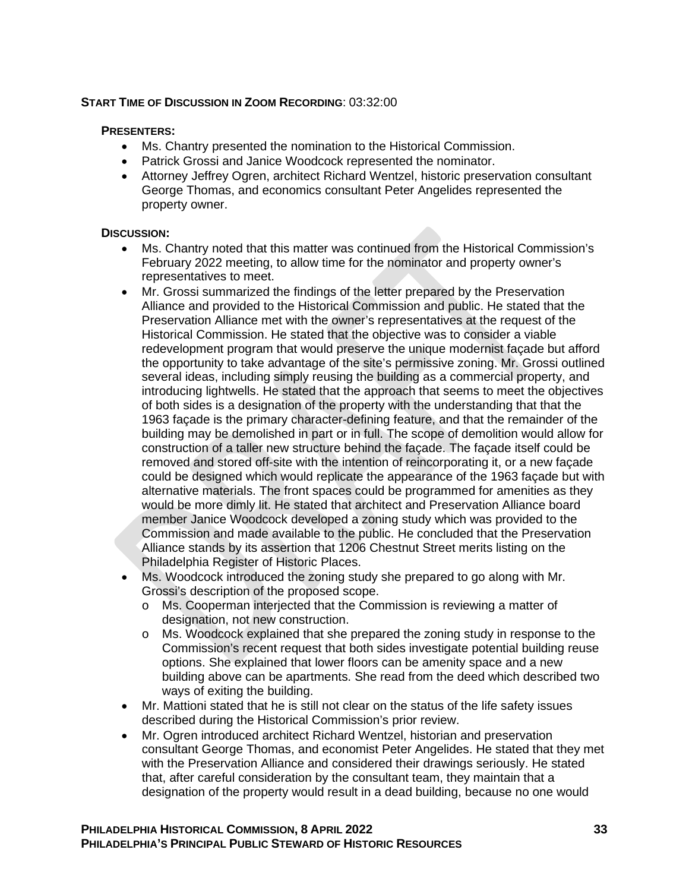**START TIME OF DISCUSSION IN ZOOM RECORDING**: 03:32:00

**PRESENTERS:**

- Ms. Chantry presented the nomination to the Historical Commission.
- Patrick Grossi and Janice Woodcock represented the nominator.
- Attorney Jeffrey Ogren, architect Richard Wentzel, historic preservation consultant George Thomas, and economics consultant Peter Angelides represented the property owner.

**DISCUSSION:**

- Ms. Chantry noted that this matter was continued from the Historical Commission's February 2022 meeting, to allow time for the nominator and property owner's representatives to meet.
- Mr. Grossi summarized the findings of the letter prepared by the Preservation Alliance and provided to the Historical Commission and public. He stated that the Preservation Alliance met with the owner's representatives at the request of the Historical Commission. He stated that the objective was to consider a viable redevelopment program that would preserve the unique modernist façade but afford the opportunity to take advantage of the site's permissive zoning. Mr. Grossi outlined several ideas, including simply reusing the building as a commercial property, and introducing lightwells. He stated that the approach that seems to meet the objectives of both sides is a designation of the property with the understanding that that the 1963 façade is the primary character-defining feature, and that the remainder of the building may be demolished in part or in full. The scope of demolition would allow for construction of a taller new structure behind the façade. The façade itself could be removed and stored off-site with the intention of reincorporating it, or a new façade could be designed which would replicate the appearance of the 1963 façade but with alternative materials. The front spaces could be programmed for amenities as they would be more dimly lit. He stated that architect and Preservation Alliance board member Janice Woodcock developed a zoning study which was provided to the Commission and made available to the public. He concluded that the Preservation Alliance stands by its assertion that 1206 Chestnut Street merits listing on the Philadelphia Register of Historic Places.
- Ms. Woodcock introduced the zoning study she prepared to go along with Mr. Grossi's description of the proposed scope.
  - Ms. Cooperman interjected that the Commission is reviewing a matter of designation, not new construction.
  - Ms. Woodcock explained that she prepared the zoning study in response to the Commission's recent request that both sides investigate potential building reuse options. She explained that lower floors can be amenity space and a new building above can be apartments. She read from the deed which described two ways of exiting the building.
- Mr. Mattioni stated that he is still not clear on the status of the life safety issues described during the Historical Commission's prior review.
- Mr. Ogren introduced architect Richard Wentzel, historian and preservation consultant George Thomas, and economist Peter Angelides. He stated that they met with the Preservation Alliance and considered their drawings seriously. He stated that, after careful consideration by the consultant team, they maintain that a designation of the property would result in a dead building, because no one would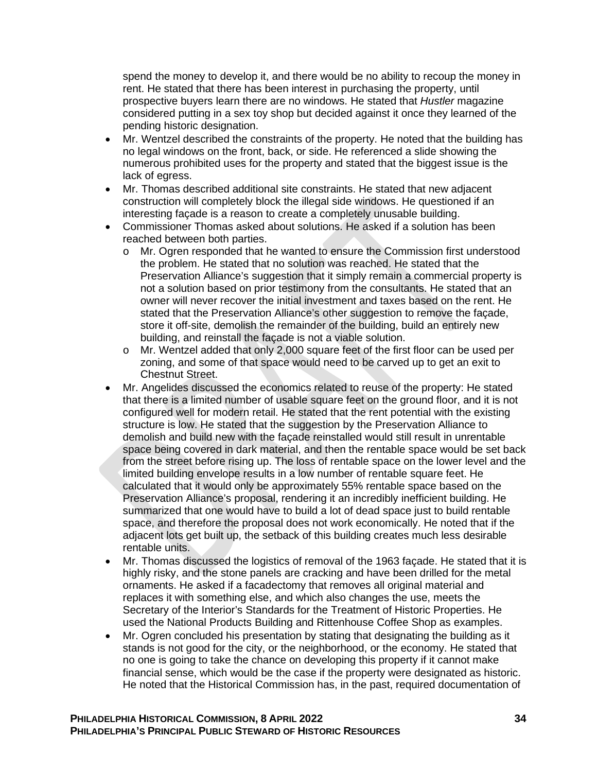spend the money to develop it, and there would be no ability to recoup the money in rent. He stated that there has been interest in purchasing the property, until prospective buyers learn there are no windows. He stated that *Hustler* magazine considered putting in a sex toy shop but decided against it once they learned of the pending historic designation.

- Mr. Wentzel described the constraints of the property. He noted that the building has no legal windows on the front, back, or side. He referenced a slide showing the numerous prohibited uses for the property and stated that the biggest issue is the lack of egress.
- Mr. Thomas described additional site constraints. He stated that new adjacent construction will completely block the illegal side windows. He questioned if an interesting façade is a reason to create a completely unusable building.
- Commissioner Thomas asked about solutions. He asked if a solution has been reached between both parties.
    - o Mr. Ogren responded that he wanted to ensure the Commission first understood the problem. He stated that no solution was reached. He stated that the Preservation Alliance's suggestion that it simply remain a commercial property is not a solution based on prior testimony from the consultants. He stated that an owner will never recover the initial investment and taxes based on the rent. He stated that the Preservation Alliance's other suggestion to remove the façade, store it off-site, demolish the remainder of the building, build an entirely new building, and reinstall the façade is not a viable solution.
    - o Mr. Wentzel added that only 2,000 square feet of the first floor can be used per zoning, and some of that space would need to be carved up to get an exit to Chestnut Street.
- Mr. Angelides discussed the economics related to reuse of the property: He stated that there is a limited number of usable square feet on the ground floor, and it is not configured well for modern retail. He stated that the rent potential with the existing structure is low. He stated that the suggestion by the Preservation Alliance to demolish and build new with the façade reinstalled would still result in unrentable space being covered in dark material, and then the rentable space would be set back from the street before rising up. The loss of rentable space on the lower level and the limited building envelope results in a low number of rentable square feet. He calculated that it would only be approximately 55% rentable space based on the Preservation Alliance's proposal, rendering it an incredibly inefficient building. He summarized that one would have to build a lot of dead space just to build rentable space, and therefore the proposal does not work economically. He noted that if the adjacent lots get built up, the setback of this building creates much less desirable rentable units.
- Mr. Thomas discussed the logistics of removal of the 1963 façade. He stated that it is highly risky, and the stone panels are cracking and have been drilled for the metal ornaments. He asked if a facadectomy that removes all original material and replaces it with something else, and which also changes the use, meets the Secretary of the Interior's Standards for the Treatment of Historic Properties. He used the National Products Building and Rittenhouse Coffee Shop as examples.
- Mr. Ogren concluded his presentation by stating that designating the building as it stands is not good for the city, or the neighborhood, or the economy. He stated that no one is going to take the chance on developing this property if it cannot make financial sense, which would be the case if the property were designated as historic. He noted that the Historical Commission has, in the past, required documentation of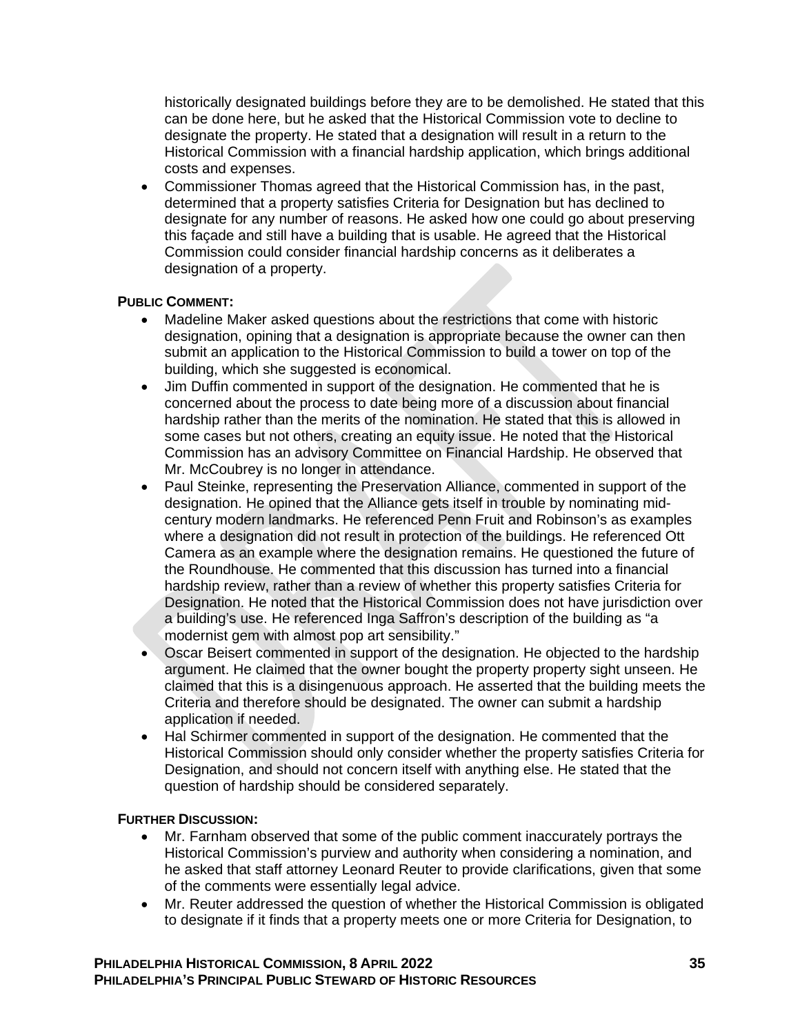historically designated buildings before they are to be demolished. He stated that this can be done here, but he asked that the Historical Commission vote to decline to designate the property. He stated that a designation will result in a return to the Historical Commission with a financial hardship application, which brings additional costs and expenses.

- Commissioner Thomas agreed that the Historical Commission has, in the past, determined that a property satisfies Criteria for Designation but has declined to designate for any number of reasons. He asked how one could go about preserving this façade and still have a building that is usable. He agreed that the Historical Commission could consider financial hardship concerns as it deliberates a designation of a property.

**PUBLIC COMMENT:**

- Madeline Maker asked questions about the restrictions that come with historic designation, opining that a designation is appropriate because the owner can then submit an application to the Historical Commission to build a tower on top of the building, which she suggested is economical.
- Jim Duffin commented in support of the designation. He commented that he is concerned about the process to date being more of a discussion about financial hardship rather than the merits of the nomination. He stated that this is allowed in some cases but not others, creating an equity issue. He noted that the Historical Commission has an advisory Committee on Financial Hardship. He observed that Mr. McCoubrey is no longer in attendance.
- Paul Steinke, representing the Preservation Alliance, commented in support of the designation. He opined that the Alliance gets itself in trouble by nominating mid-century modern landmarks. He referenced Penn Fruit and Robinson's as examples where a designation did not result in protection of the buildings. He referenced Ott Camera as an example where the designation remains. He questioned the future of the Roundhouse. He commented that this discussion has turned into a financial hardship review, rather than a review of whether this property satisfies Criteria for Designation. He noted that the Historical Commission does not have jurisdiction over a building's use. He referenced Inga Saffron's description of the building as "a modernist gem with almost pop art sensibility."
- Oscar Beisert commented in support of the designation. He objected to the hardship argument. He claimed that the owner bought the property property sight unseen. He claimed that this is a disingenuous approach. He asserted that the building meets the Criteria and therefore should be designated. The owner can submit a hardship application if needed.
- Hal Schirmer commented in support of the designation. He commented that the Historical Commission should only consider whether the property satisfies Criteria for Designation, and should not concern itself with anything else. He stated that the question of hardship should be considered separately.

**FURTHER DISCUSSION:**

- Mr. Farnham observed that some of the public comment inaccurately portrays the Historical Commission's purview and authority when considering a nomination, and he asked that staff attorney Leonard Reuter to provide clarifications, given that some of the comments were essentially legal advice.
- Mr. Reuter addressed the question of whether the Historical Commission is obligated to designate if it finds that a property meets one or more Criteria for Designation, to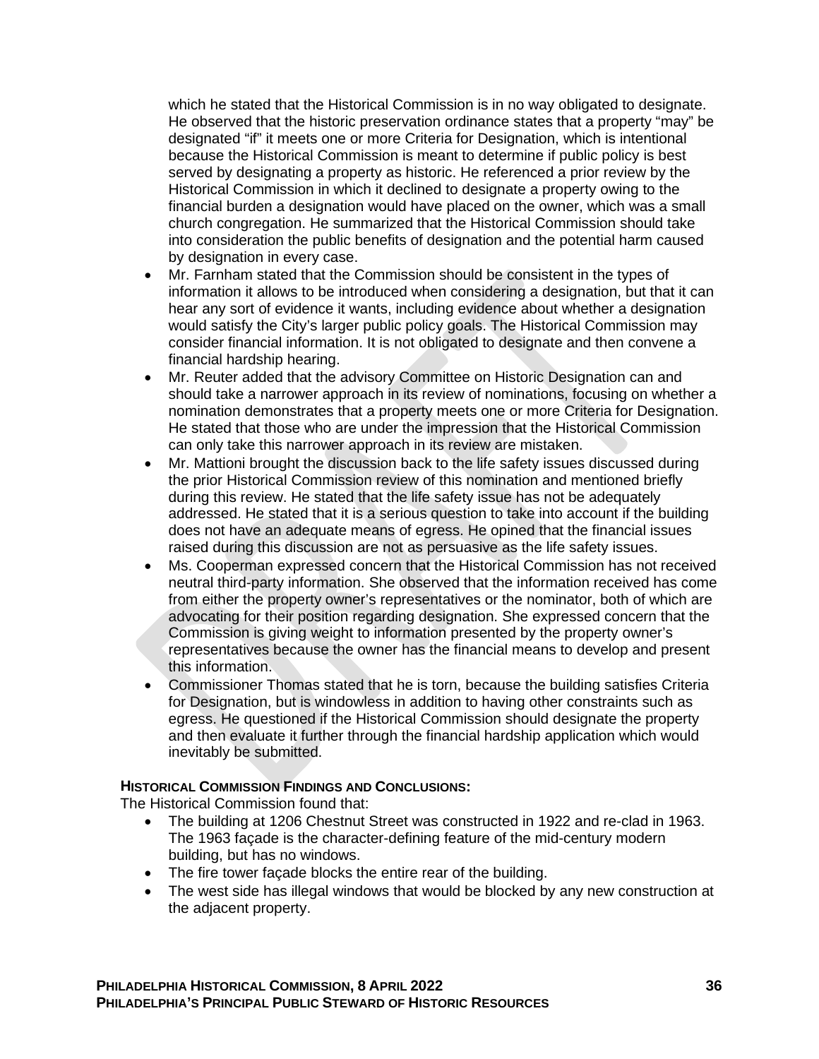which he stated that the Historical Commission is in no way obligated to designate. He observed that the historic preservation ordinance states that a property "may" be designated "if" it meets one or more Criteria for Designation, which is intentional because the Historical Commission is meant to determine if public policy is best served by designating a property as historic. He referenced a prior review by the Historical Commission in which it declined to designate a property owing to the financial burden a designation would have placed on the owner, which was a small church congregation. He summarized that the Historical Commission should take into consideration the public benefits of designation and the potential harm caused by designation in every case.

- Mr. Farnham stated that the Commission should be consistent in the types of information it allows to be introduced when considering a designation, but that it can hear any sort of evidence it wants, including evidence about whether a designation would satisfy the City's larger public policy goals. The Historical Commission may consider financial information. It is not obligated to designate and then convene a financial hardship hearing.
- Mr. Reuter added that the advisory Committee on Historic Designation can and should take a narrower approach in its review of nominations, focusing on whether a nomination demonstrates that a property meets one or more Criteria for Designation. He stated that those who are under the impression that the Historical Commission can only take this narrower approach in its review are mistaken.
- Mr. Mattioni brought the discussion back to the life safety issues discussed during the prior Historical Commission review of this nomination and mentioned briefly during this review. He stated that the life safety issue has not be adequately addressed. He stated that it is a serious question to take into account if the building does not have an adequate means of egress. He opined that the financial issues raised during this discussion are not as persuasive as the life safety issues.
- Ms. Cooperman expressed concern that the Historical Commission has not received neutral third-party information. She observed that the information received has come from either the property owner's representatives or the nominator, both of which are advocating for their position regarding designation. She expressed concern that the Commission is giving weight to information presented by the property owner's representatives because the owner has the financial means to develop and present this information.
- Commissioner Thomas stated that he is torn, because the building satisfies Criteria for Designation, but is windowless in addition to having other constraints such as egress. He questioned if the Historical Commission should designate the property and then evaluate it further through the financial hardship application which would inevitably be submitted.

**HISTORICAL COMMISSION FINDINGS AND CONCLUSIONS:**

The Historical Commission found that:

- The building at 1206 Chestnut Street was constructed in 1922 and re-clad in 1963. The 1963 façade is the character-defining feature of the mid-century modern building, but has no windows.
- The fire tower façade blocks the entire rear of the building.
- The west side has illegal windows that would be blocked by any new construction at the adjacent property.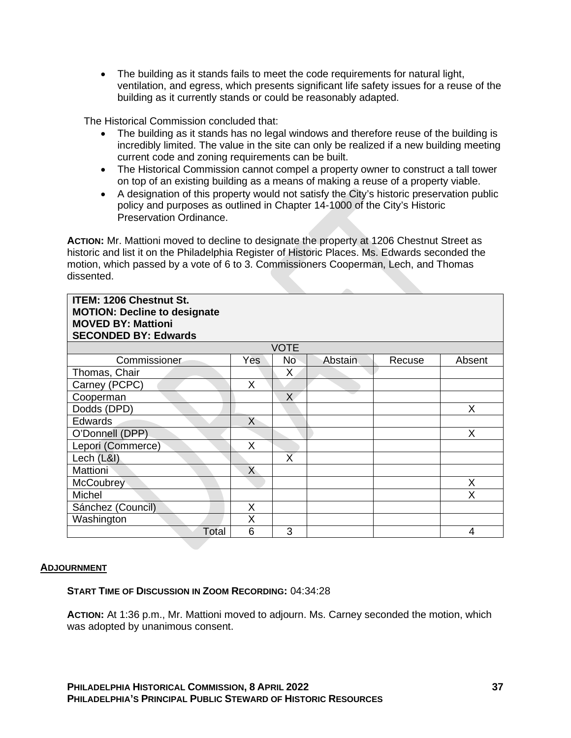- The building as it stands fails to meet the code requirements for natural light, ventilation, and egress, which presents significant life safety issues for a reuse of the building as it currently stands or could be reasonably adapted.

The Historical Commission concluded that:

- The building as it stands has no legal windows and therefore reuse of the building is incredibly limited. The value in the site can only be realized if a new building meeting current code and zoning requirements can be built.
- The Historical Commission cannot compel a property owner to construct a tall tower on top of an existing building as a means of making a reuse of a property viable.
- A designation of this property would not satisfy the City's historic preservation public policy and purposes as outlined in Chapter 14-1000 of the City's Historic Preservation Ordinance.

**ACTION:** Mr. Mattioni moved to decline to designate the property at 1206 Chestnut Street as historic and list it on the Philadelphia Register of Historic Places. Ms. Edwards seconded the motion, which passed by a vote of 6 to 3. Commissioners Cooperman, Lech, and Thomas dissented.

| **ITEM: 1206 Chestnut St.<br>MOTION: Decline to designate<br>MOVED BY: Mattioni<br>SECONDED BY: Edwards** | | | | | |
|---|---|---|---|---|---|
| VOTE | | | | | |
| Commissioner | Yes | No | Abstain | Recuse | Absent |
| Thomas, Chair | | X | | | |
| Carney (PCPC) | X | | | | |
| Cooperman | | X | | | |
| Dodds (DPD) | | | | | X |
| Edwards | X | | | | |
| O'Donnell (DPP) | | | | | X |
| Lepori (Commerce) | X | | | | |
| Lech (L&I) | | X | | | |
| Mattioni | X | | | | |
| McCoubrey | | | | | X |
| Michel | | | | | X |
| Sánchez (Council) | X | | | | |
| Washington | X | | | | |
| Total | 6 | 3 | | | 4 |

**ADJOURNMENT**

**START TIME OF DISCUSSION IN ZOOM RECORDING:** 04:34:28

**ACTION:** At 1:36 p.m., Mr. Mattioni moved to adjourn. Ms. Carney seconded the motion, which was adopted by unanimous consent.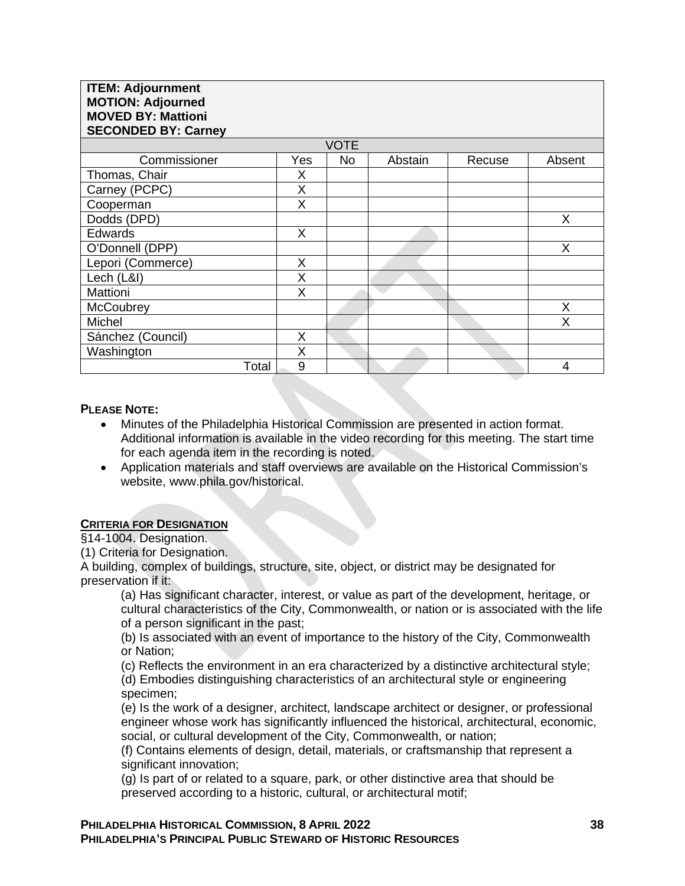**ITEM: Adjournment**
**MOTION: Adjourned**
**MOVED BY: Mattioni**
**SECONDED BY: Carney**

| VOTE | | | | | |
|---|---|---|---|---|---|
| Commissioner | Yes | No | Abstain | Recuse | Absent |
| Thomas, Chair | X | | | | |
| Carney (PCPC) | X | | | | |
| Cooperman | X | | | | |
| Dodds (DPD) | | | | | X |
| Edwards | X | | | | |
| O'Donnell (DPP) | | | | | X |
| Lepori (Commerce) | X | | | | |
| Lech (L&I) | X | | | | |
| Mattioni | X | | | | |
| McCoubrey | | | | | X |
| Michel | | | | | X |
| Sánchez (Council) | X | | | | |
| Washington | X | | | | |
| Total | 9 | | | | 4 |

**PLEASE NOTE:**

- Minutes of the Philadelphia Historical Commission are presented in action format. Additional information is available in the video recording for this meeting. The start time for each agenda item in the recording is noted.
- Application materials and staff overviews are available on the Historical Commission's website, www.phila.gov/historical.

**CRITERIA FOR DESIGNATION**

§14-1004. Designation.

(1) Criteria for Designation.

A building, complex of buildings, structure, site, object, or district may be designated for preservation if it:

(a) Has significant character, interest, or value as part of the development, heritage, or cultural characteristics of the City, Commonwealth, or nation or is associated with the life of a person significant in the past;

(b) Is associated with an event of importance to the history of the City, Commonwealth or Nation;

(c) Reflects the environment in an era characterized by a distinctive architectural style;

(d) Embodies distinguishing characteristics of an architectural style or engineering specimen;

(e) Is the work of a designer, architect, landscape architect or designer, or professional engineer whose work has significantly influenced the historical, architectural, economic, social, or cultural development of the City, Commonwealth, or nation;

(f) Contains elements of design, detail, materials, or craftsmanship that represent a significant innovation;

(g) Is part of or related to a square, park, or other distinctive area that should be preserved according to a historic, cultural, or architectural motif;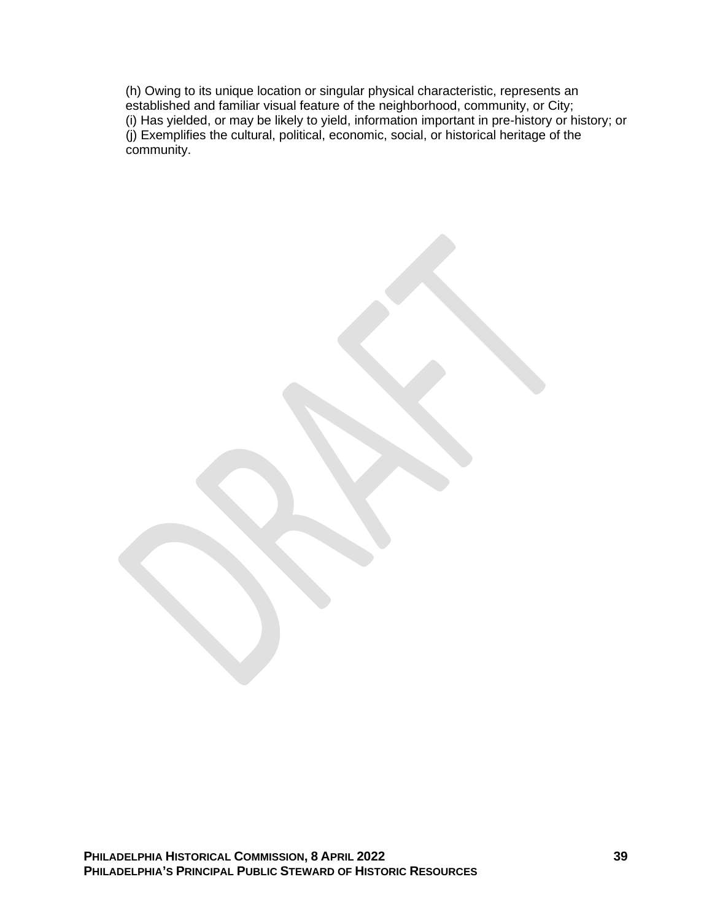(h) Owing to its unique location or singular physical characteristic, represents an established and familiar visual feature of the neighborhood, community, or City;
(i) Has yielded, or may be likely to yield, information important in pre-history or history; or
(j) Exemplifies the cultural, political, economic, social, or historical heritage of the community.